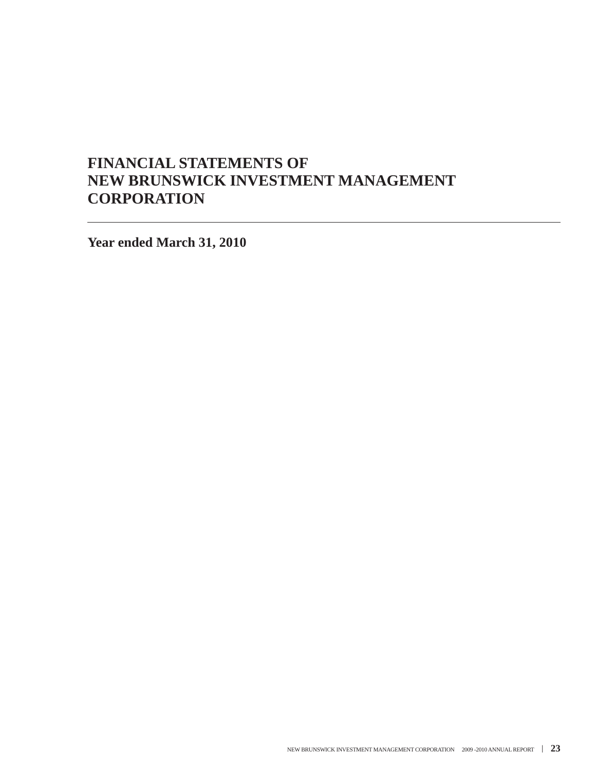# FINANCIAL STATEMENTS OF NEW BRUNSWICK INVESTMENT MANAGEMENT CORPORATION

---

**Year ended March 31, 2010**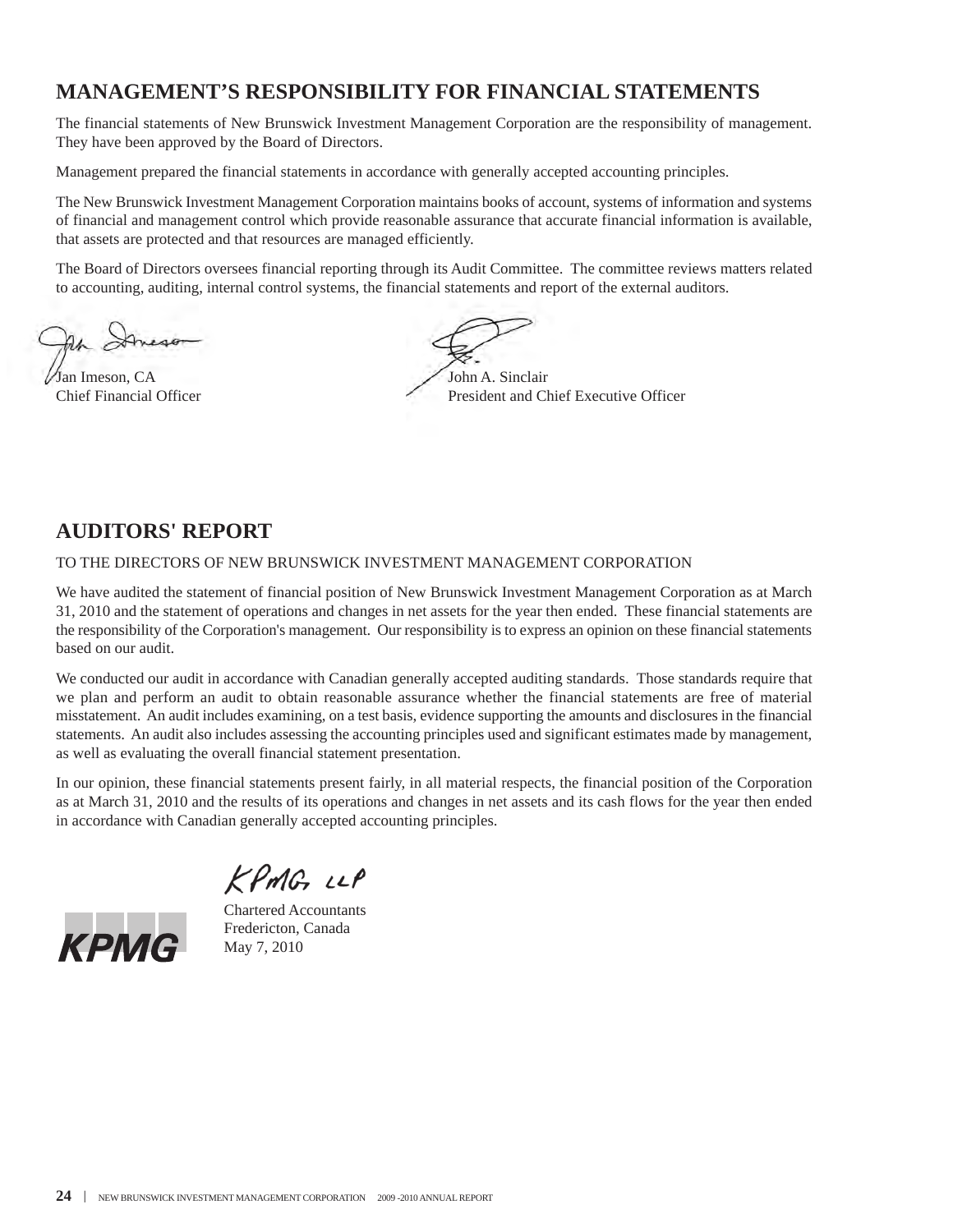## MANAGEMENT'S RESPONSIBILITY FOR FINANCIAL STATEMENTS

The financial statements of New Brunswick Investment Management Corporation are the responsibility of management. They have been approved by the Board of Directors.

Management prepared the financial statements in accordance with generally accepted accounting principles.

The New Brunswick Investment Management Corporation maintains books of account, systems of information and systems of financial and management control which provide reasonable assurance that accurate financial information is available, that assets are protected and that resources are managed efficiently.

The Board of Directors oversees financial reporting through its Audit Committee. The committee reviews matters related to accounting, auditing, internal control systems, the financial statements and report of the external auditors.

Jan Imeson, CA
Chief Financial Officer

John A. Sinclair
President and Chief Executive Officer

## AUDITORS' REPORT

TO THE DIRECTORS OF NEW BRUNSWICK INVESTMENT MANAGEMENT CORPORATION

We have audited the statement of financial position of New Brunswick Investment Management Corporation as at March 31, 2010 and the statement of operations and changes in net assets for the year then ended. These financial statements are the responsibility of the Corporation's management. Our responsibility is to express an opinion on these financial statements based on our audit.

We conducted our audit in accordance with Canadian generally accepted auditing standards. Those standards require that we plan and perform an audit to obtain reasonable assurance whether the financial statements are free of material misstatement. An audit includes examining, on a test basis, evidence supporting the amounts and disclosures in the financial statements. An audit also includes assessing the accounting principles used and significant estimates made by management, as well as evaluating the overall financial statement presentation.

In our opinion, these financial statements present fairly, in all material respects, the financial position of the Corporation as at March 31, 2010 and the results of its operations and changes in net assets and its cash flows for the year then ended in accordance with Canadian generally accepted accounting principles.

KPMG LLP

Chartered Accountants
Fredericton, Canada
May 7, 2010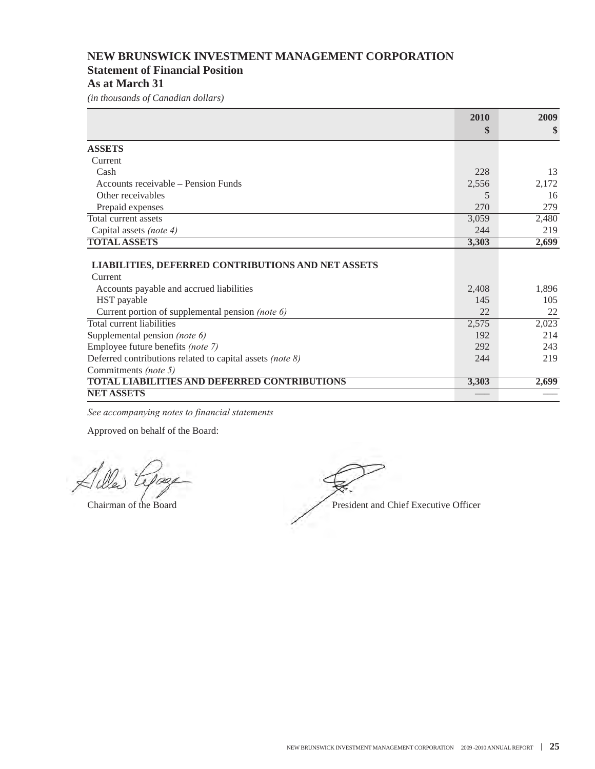# NEW BRUNSWICK INVESTMENT MANAGEMENT CORPORATION
## Statement of Financial Position
## As at March 31

*(in thousands of Canadian dollars)*

| | 2010<br>$ | 2009<br>$ |
|---|---|---|
| **ASSETS** | | |
| Current | | |
| Cash | 228 | 13 |
| Accounts receivable – Pension Funds | 2,556 | 2,172 |
| Other receivables | 5 | 16 |
| Prepaid expenses | 270 | 279 |
| Total current assets | 3,059 | 2,480 |
| Capital assets *(note 4)* | 244 | 219 |
| **TOTAL ASSETS** | **3,303** | **2,699** |
| | | |
| **LIABILITIES, DEFERRED CONTRIBUTIONS AND NET ASSETS** | | |
| Current | | |
| Accounts payable and accrued liabilities | 2,408 | 1,896 |
| HST payable | 145 | 105 |
| Current portion of supplemental pension *(note 6)* | 22 | 22 |
| Total current liabilities | 2,575 | 2,023 |
| Supplemental pension *(note 6)* | 192 | 214 |
| Employee future benefits *(note 7)* | 292 | 243 |
| Deferred contributions related to capital assets *(note 8)* | 244 | 219 |
| Commitments *(note 5)* | | |
| **TOTAL LIABILITIES AND DEFERRED CONTRIBUTIONS** | **3,303** | **2,699** |
| **NET ASSETS** | — | — |

*See accompanying notes to financial statements*

Approved on behalf of the Board:

Chairman of the Board

President and Chief Executive Officer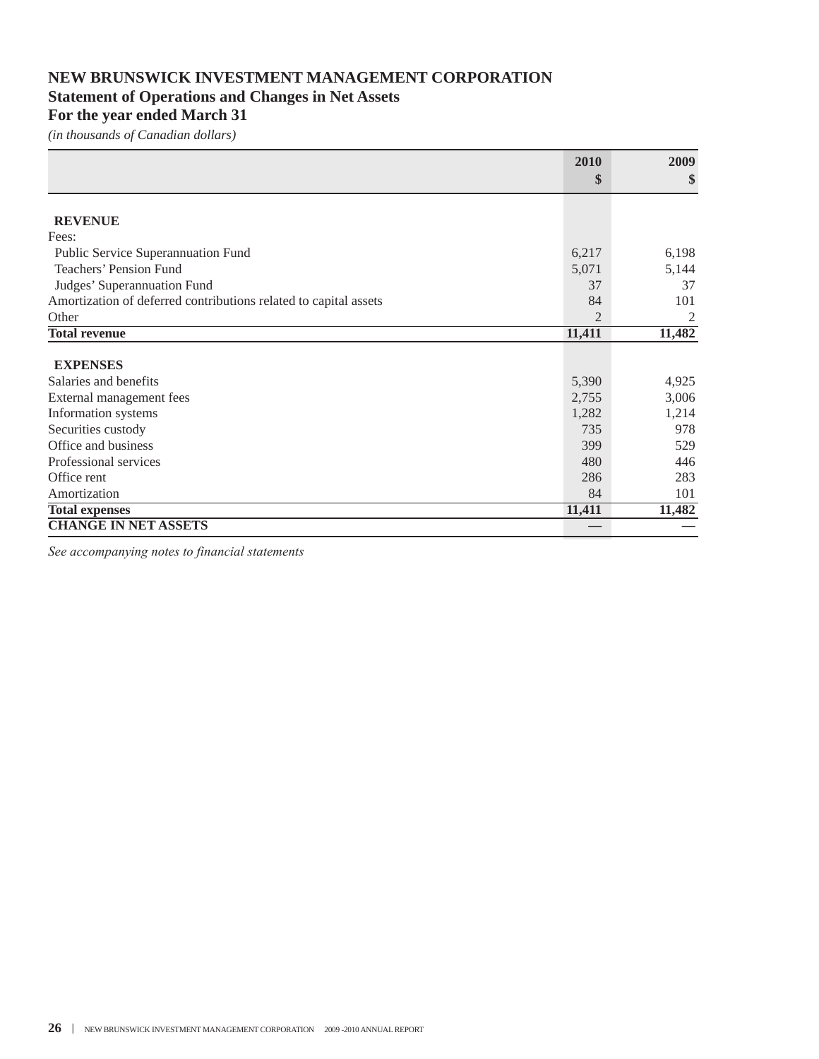# NEW BRUNSWICK INVESTMENT MANAGEMENT CORPORATION

## Statement of Operations and Changes in Net Assets

## For the year ended March 31

*(in thousands of Canadian dollars)*

| | 2010<br>$ | 2009<br>$ |
|---|---|---|
| **REVENUE** | | |
| Fees: | | |
| Public Service Superannuation Fund | 6,217 | 6,198 |
| Teachers' Pension Fund | 5,071 | 5,144 |
| Judges' Superannuation Fund | 37 | 37 |
| Amortization of deferred contributions related to capital assets | 84 | 101 |
| Other | 2 | 2 |
| **Total revenue** | **11,411** | **11,482** |
| **EXPENSES** | | |
| Salaries and benefits | 5,390 | 4,925 |
| External management fees | 2,755 | 3,006 |
| Information systems | 1,282 | 1,214 |
| Securities custody | 735 | 978 |
| Office and business | 399 | 529 |
| Professional services | 480 | 446 |
| Office rent | 286 | 283 |
| Amortization | 84 | 101 |
| **Total expenses** | **11,411** | **11,482** |
| **CHANGE IN NET ASSETS** | — | — |

*See accompanying notes to financial statements*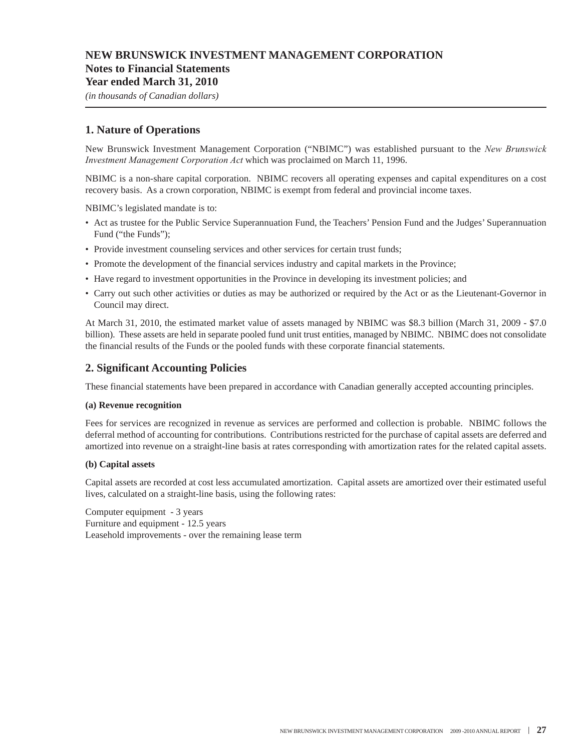# NEW BRUNSWICK INVESTMENT MANAGEMENT CORPORATION
## Notes to Financial Statements
## Year ended March 31, 2010
*(in thousands of Canadian dollars)*

---

## 1. Nature of Operations

New Brunswick Investment Management Corporation ("NBIMC") was established pursuant to the *New Brunswick Investment Management Corporation Act* which was proclaimed on March 11, 1996.

NBIMC is a non-share capital corporation. NBIMC recovers all operating expenses and capital expenditures on a cost recovery basis. As a crown corporation, NBIMC is exempt from federal and provincial income taxes.

NBIMC's legislated mandate is to:

- Act as trustee for the Public Service Superannuation Fund, the Teachers' Pension Fund and the Judges' Superannuation Fund ("the Funds");
- Provide investment counseling services and other services for certain trust funds;
- Promote the development of the financial services industry and capital markets in the Province;
- Have regard to investment opportunities in the Province in developing its investment policies; and
- Carry out such other activities or duties as may be authorized or required by the Act or as the Lieutenant-Governor in Council may direct.

At March 31, 2010, the estimated market value of assets managed by NBIMC was $8.3 billion (March 31, 2009 - $7.0 billion). These assets are held in separate pooled fund unit trust entities, managed by NBIMC. NBIMC does not consolidate the financial results of the Funds or the pooled funds with these corporate financial statements.

## 2. Significant Accounting Policies

These financial statements have been prepared in accordance with Canadian generally accepted accounting principles.

**(a) Revenue recognition**

Fees for services are recognized in revenue as services are performed and collection is probable. NBIMC follows the deferral method of accounting for contributions. Contributions restricted for the purchase of capital assets are deferred and amortized into revenue on a straight-line basis at rates corresponding with amortization rates for the related capital assets.

**(b) Capital assets**

Capital assets are recorded at cost less accumulated amortization. Capital assets are amortized over their estimated useful lives, calculated on a straight-line basis, using the following rates:

Computer equipment - 3 years
Furniture and equipment - 12.5 years
Leasehold improvements - over the remaining lease term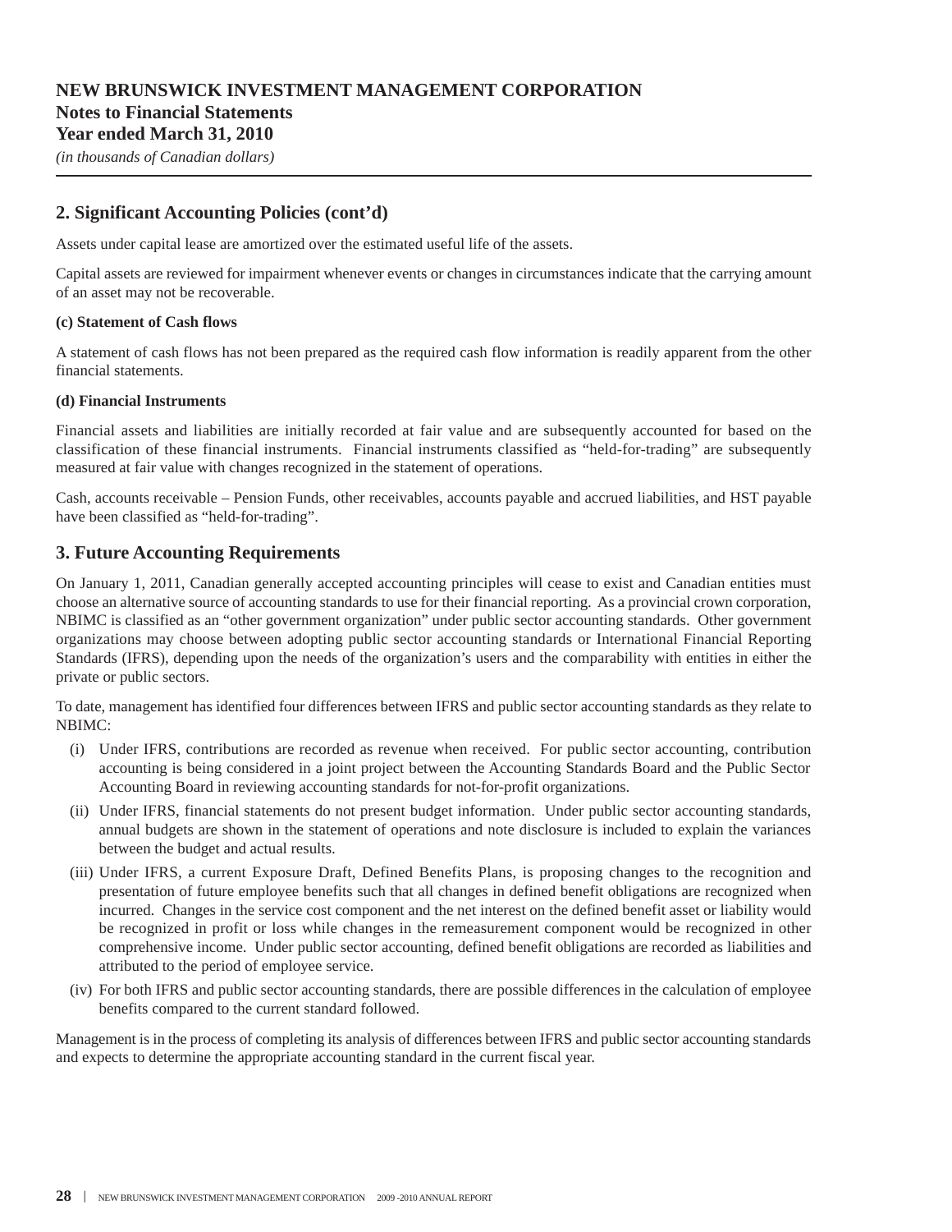# NEW BRUNSWICK INVESTMENT MANAGEMENT CORPORATION
## Notes to Financial Statements
## Year ended March 31, 2010
*(in thousands of Canadian dollars)*

## 2. Significant Accounting Policies (cont'd)

Assets under capital lease are amortized over the estimated useful life of the assets.

Capital assets are reviewed for impairment whenever events or changes in circumstances indicate that the carrying amount of an asset may not be recoverable.

**(c) Statement of Cash flows**

A statement of cash flows has not been prepared as the required cash flow information is readily apparent from the other financial statements.

**(d) Financial Instruments**

Financial assets and liabilities are initially recorded at fair value and are subsequently accounted for based on the classification of these financial instruments. Financial instruments classified as "held-for-trading" are subsequently measured at fair value with changes recognized in the statement of operations.

Cash, accounts receivable – Pension Funds, other receivables, accounts payable and accrued liabilities, and HST payable have been classified as "held-for-trading".

## 3. Future Accounting Requirements

On January 1, 2011, Canadian generally accepted accounting principles will cease to exist and Canadian entities must choose an alternative source of accounting standards to use for their financial reporting. As a provincial crown corporation, NBIMC is classified as an "other government organization" under public sector accounting standards. Other government organizations may choose between adopting public sector accounting standards or International Financial Reporting Standards (IFRS), depending upon the needs of the organization's users and the comparability with entities in either the private or public sectors.

To date, management has identified four differences between IFRS and public sector accounting standards as they relate to NBIMC:

(i) Under IFRS, contributions are recorded as revenue when received. For public sector accounting, contribution accounting is being considered in a joint project between the Accounting Standards Board and the Public Sector Accounting Board in reviewing accounting standards for not-for-profit organizations.

(ii) Under IFRS, financial statements do not present budget information. Under public sector accounting standards, annual budgets are shown in the statement of operations and note disclosure is included to explain the variances between the budget and actual results.

(iii) Under IFRS, a current Exposure Draft, Defined Benefits Plans, is proposing changes to the recognition and presentation of future employee benefits such that all changes in defined benefit obligations are recognized when incurred. Changes in the service cost component and the net interest on the defined benefit asset or liability would be recognized in profit or loss while changes in the remeasurement component would be recognized in other comprehensive income. Under public sector accounting, defined benefit obligations are recorded as liabilities and attributed to the period of employee service.

(iv) For both IFRS and public sector accounting standards, there are possible differences in the calculation of employee benefits compared to the current standard followed.

Management is in the process of completing its analysis of differences between IFRS and public sector accounting standards and expects to determine the appropriate accounting standard in the current fiscal year.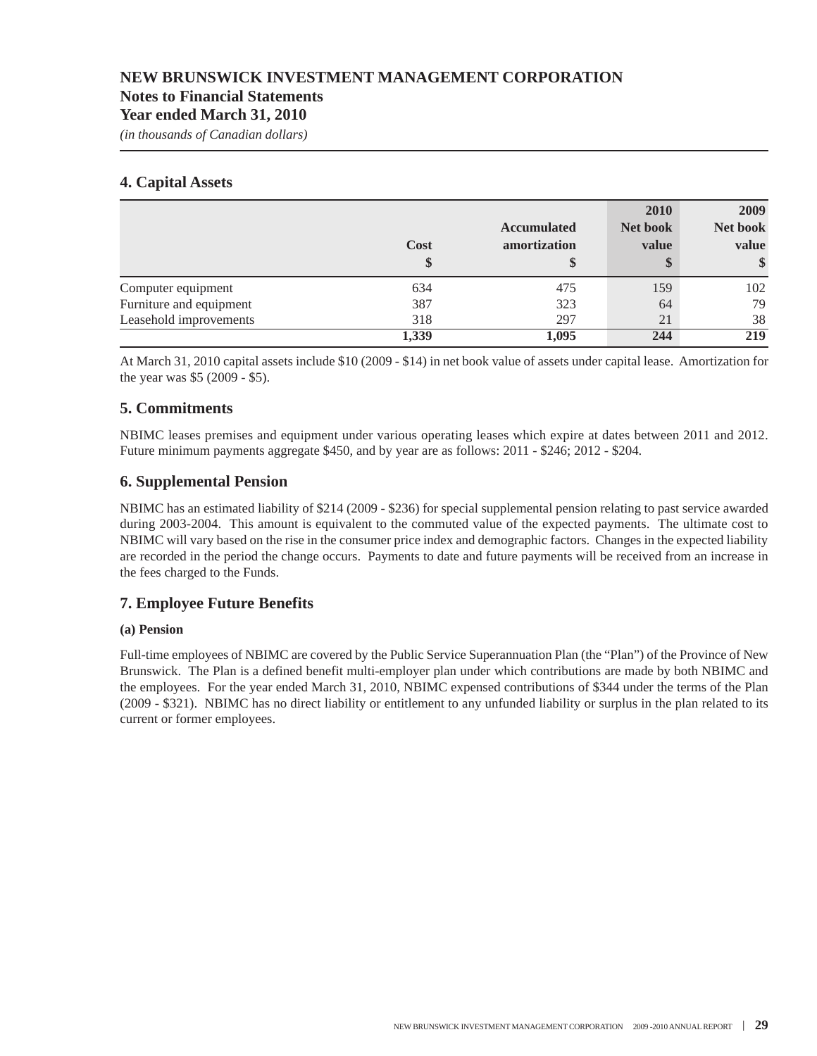# NEW BRUNSWICK INVESTMENT MANAGEMENT CORPORATION
## Notes to Financial Statements
## Year ended March 31, 2010
*(in thousands of Canadian dollars)*

## 4. Capital Assets

| | Cost<br>$ | Accumulated amortization<br>$ | 2010 Net book value<br>$ | 2009 Net book value<br>$ |
|---|---|---|---|---|
| Computer equipment | 634 | 475 | 159 | 102 |
| Furniture and equipment | 387 | 323 | 64 | 79 |
| Leasehold improvements | 318 | 297 | 21 | 38 |
| | **1,339** | **1,095** | **244** | **219** |

At March 31, 2010 capital assets include $10 (2009 - $14) in net book value of assets under capital lease. Amortization for the year was $5 (2009 - $5).

## 5. Commitments

NBIMC leases premises and equipment under various operating leases which expire at dates between 2011 and 2012. Future minimum payments aggregate $450, and by year are as follows: 2011 - $246; 2012 - $204.

## 6. Supplemental Pension

NBIMC has an estimated liability of $214 (2009 - $236) for special supplemental pension relating to past service awarded during 2003-2004. This amount is equivalent to the commuted value of the expected payments. The ultimate cost to NBIMC will vary based on the rise in the consumer price index and demographic factors. Changes in the expected liability are recorded in the period the change occurs. Payments to date and future payments will be received from an increase in the fees charged to the Funds.

## 7. Employee Future Benefits

**(a) Pension**

Full-time employees of NBIMC are covered by the Public Service Superannuation Plan (the "Plan") of the Province of New Brunswick. The Plan is a defined benefit multi-employer plan under which contributions are made by both NBIMC and the employees. For the year ended March 31, 2010, NBIMC expensed contributions of $344 under the terms of the Plan (2009 - $321). NBIMC has no direct liability or entitlement to any unfunded liability or surplus in the plan related to its current or former employees.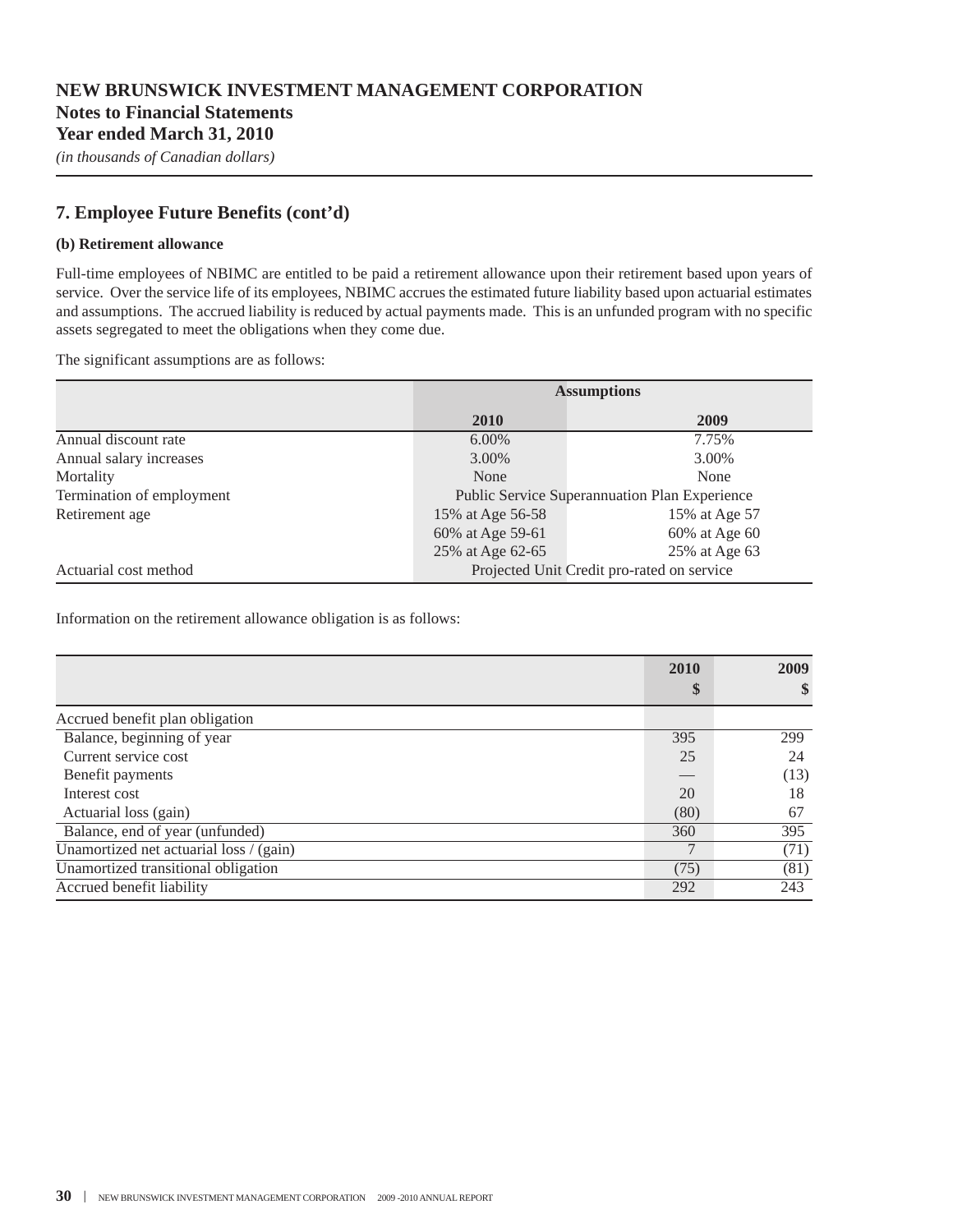# NEW BRUNSWICK INVESTMENT MANAGEMENT CORPORATION
## Notes to Financial Statements
## Year ended March 31, 2010
*(in thousands of Canadian dollars)*

## 7. Employee Future Benefits (cont'd)

**(b) Retirement allowance**

Full-time employees of NBIMC are entitled to be paid a retirement allowance upon their retirement based upon years of service. Over the service life of its employees, NBIMC accrues the estimated future liability based upon actuarial estimates and assumptions. The accrued liability is reduced by actual payments made. This is an unfunded program with no specific assets segregated to meet the obligations when they come due.

The significant assumptions are as follows:

| | Assumptions | |
|---|---|---|
| | **2010** | **2009** |
| Annual discount rate | 6.00% | 7.75% |
| Annual salary increases | 3.00% | 3.00% |
| Mortality | None | None |
| Termination of employment | Public Service Superannuation Plan Experience | |
| Retirement age | 15% at Age 56-58 | 15% at Age 57 |
| | 60% at Age 59-61 | 60% at Age 60 |
| | 25% at Age 62-65 | 25% at Age 63 |
| Actuarial cost method | Projected Unit Credit pro-rated on service | |

Information on the retirement allowance obligation is as follows:

| | 2010<br>$ | 2009<br>$ |
|---|---|---|
| Accrued benefit plan obligation | | |
| Balance, beginning of year | 395 | 299 |
| Current service cost | 25 | 24 |
| Benefit payments | — | (13) |
| Interest cost | 20 | 18 |
| Actuarial loss (gain) | (80) | 67 |
| Balance, end of year (unfunded) | 360 | 395 |
| Unamortized net actuarial loss / (gain) | 7 | (71) |
| Unamortized transitional obligation | (75) | (81) |
| Accrued benefit liability | 292 | 243 |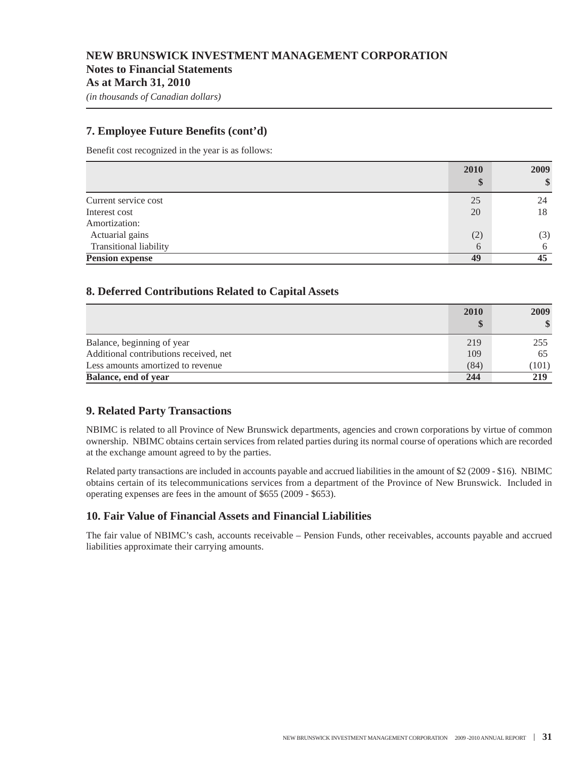**NEW BRUNSWICK INVESTMENT MANAGEMENT CORPORATION**
**Notes to Financial Statements**
**As at March 31, 2010**
*(in thousands of Canadian dollars)*

## 7. Employee Future Benefits (cont'd)

Benefit cost recognized in the year is as follows:

| | 2010<br>$ | 2009<br>$ |
|---|---|---|
| Current service cost | 25 | 24 |
| Interest cost | 20 | 18 |
| Amortization: | | |
| Actuarial gains | (2) | (3) |
| Transitional liability | 6 | 6 |
| **Pension expense** | **49** | **45** |

## 8. Deferred Contributions Related to Capital Assets

| | 2010<br>$ | 2009<br>$ |
|---|---|---|
| Balance, beginning of year | 219 | 255 |
| Additional contributions received, net | 109 | 65 |
| Less amounts amortized to revenue | (84) | (101) |
| **Balance, end of year** | **244** | **219** |

## 9. Related Party Transactions

NBIMC is related to all Province of New Brunswick departments, agencies and crown corporations by virtue of common ownership. NBIMC obtains certain services from related parties during its normal course of operations which are recorded at the exchange amount agreed to by the parties.

Related party transactions are included in accounts payable and accrued liabilities in the amount of $2 (2009 - $16). NBIMC obtains certain of its telecommunications services from a department of the Province of New Brunswick. Included in operating expenses are fees in the amount of $655 (2009 - $653).

## 10. Fair Value of Financial Assets and Financial Liabilities

The fair value of NBIMC's cash, accounts receivable – Pension Funds, other receivables, accounts payable and accrued liabilities approximate their carrying amounts.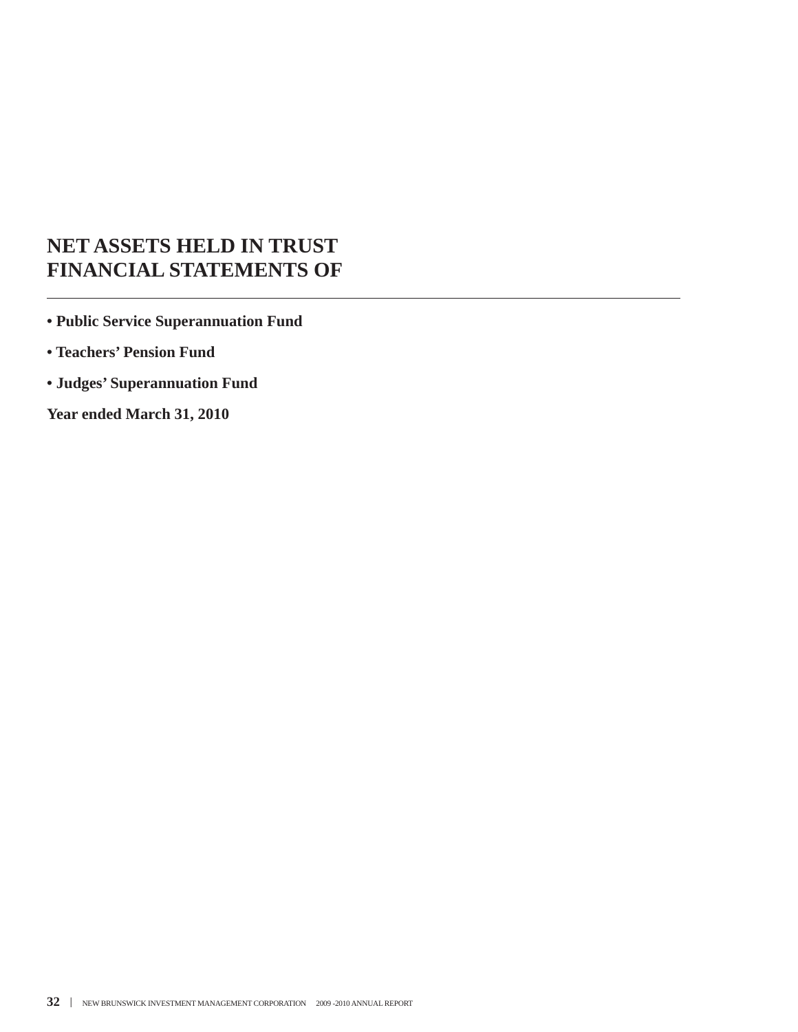# NET ASSETS HELD IN TRUST FINANCIAL STATEMENTS OF

---

- **Public Service Superannuation Fund**
- **Teachers' Pension Fund**
- **Judges' Superannuation Fund**

**Year ended March 31, 2010**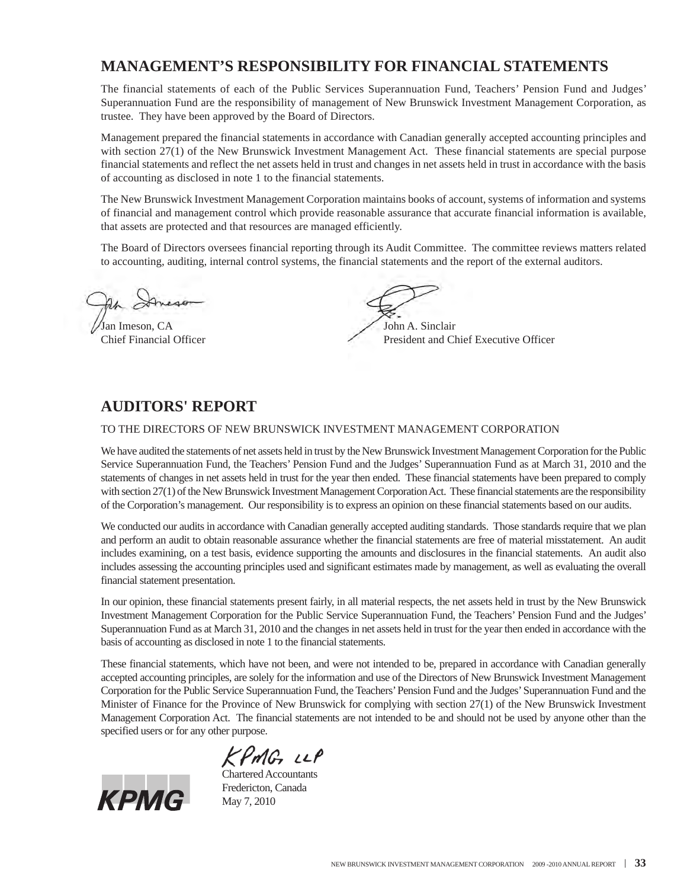## MANAGEMENT'S RESPONSIBILITY FOR FINANCIAL STATEMENTS

The financial statements of each of the Public Services Superannuation Fund, Teachers' Pension Fund and Judges' Superannuation Fund are the responsibility of management of New Brunswick Investment Management Corporation, as trustee. They have been approved by the Board of Directors.

Management prepared the financial statements in accordance with Canadian generally accepted accounting principles and with section 27(1) of the New Brunswick Investment Management Act. These financial statements are special purpose financial statements and reflect the net assets held in trust and changes in net assets held in trust in accordance with the basis of accounting as disclosed in note 1 to the financial statements.

The New Brunswick Investment Management Corporation maintains books of account, systems of information and systems of financial and management control which provide reasonable assurance that accurate financial information is available, that assets are protected and that resources are managed efficiently.

The Board of Directors oversees financial reporting through its Audit Committee. The committee reviews matters related to accounting, auditing, internal control systems, the financial statements and the report of the external auditors.

Jan Imeson, CA
Chief Financial Officer

John A. Sinclair
President and Chief Executive Officer

## AUDITORS' REPORT

TO THE DIRECTORS OF NEW BRUNSWICK INVESTMENT MANAGEMENT CORPORATION

We have audited the statements of net assets held in trust by the New Brunswick Investment Management Corporation for the Public Service Superannuation Fund, the Teachers' Pension Fund and the Judges' Superannuation Fund as at March 31, 2010 and the statements of changes in net assets held in trust for the year then ended. These financial statements have been prepared to comply with section 27(1) of the New Brunswick Investment Management Corporation Act. These financial statements are the responsibility of the Corporation's management. Our responsibility is to express an opinion on these financial statements based on our audits.

We conducted our audits in accordance with Canadian generally accepted auditing standards. Those standards require that we plan and perform an audit to obtain reasonable assurance whether the financial statements are free of material misstatement. An audit includes examining, on a test basis, evidence supporting the amounts and disclosures in the financial statements. An audit also includes assessing the accounting principles used and significant estimates made by management, as well as evaluating the overall financial statement presentation.

In our opinion, these financial statements present fairly, in all material respects, the net assets held in trust by the New Brunswick Investment Management Corporation for the Public Service Superannuation Fund, the Teachers' Pension Fund and the Judges' Superannuation Fund as at March 31, 2010 and the changes in net assets held in trust for the year then ended in accordance with the basis of accounting as disclosed in note 1 to the financial statements.

These financial statements, which have not been, and were not intended to be, prepared in accordance with Canadian generally accepted accounting principles, are solely for the information and use of the Directors of New Brunswick Investment Management Corporation for the Public Service Superannuation Fund, the Teachers' Pension Fund and the Judges' Superannuation Fund and the Minister of Finance for the Province of New Brunswick for complying with section 27(1) of the New Brunswick Investment Management Corporation Act. The financial statements are not intended to be and should not be used by anyone other than the specified users or for any other purpose.

KPMG LLP

Chartered Accountants
Fredericton, Canada
May 7, 2010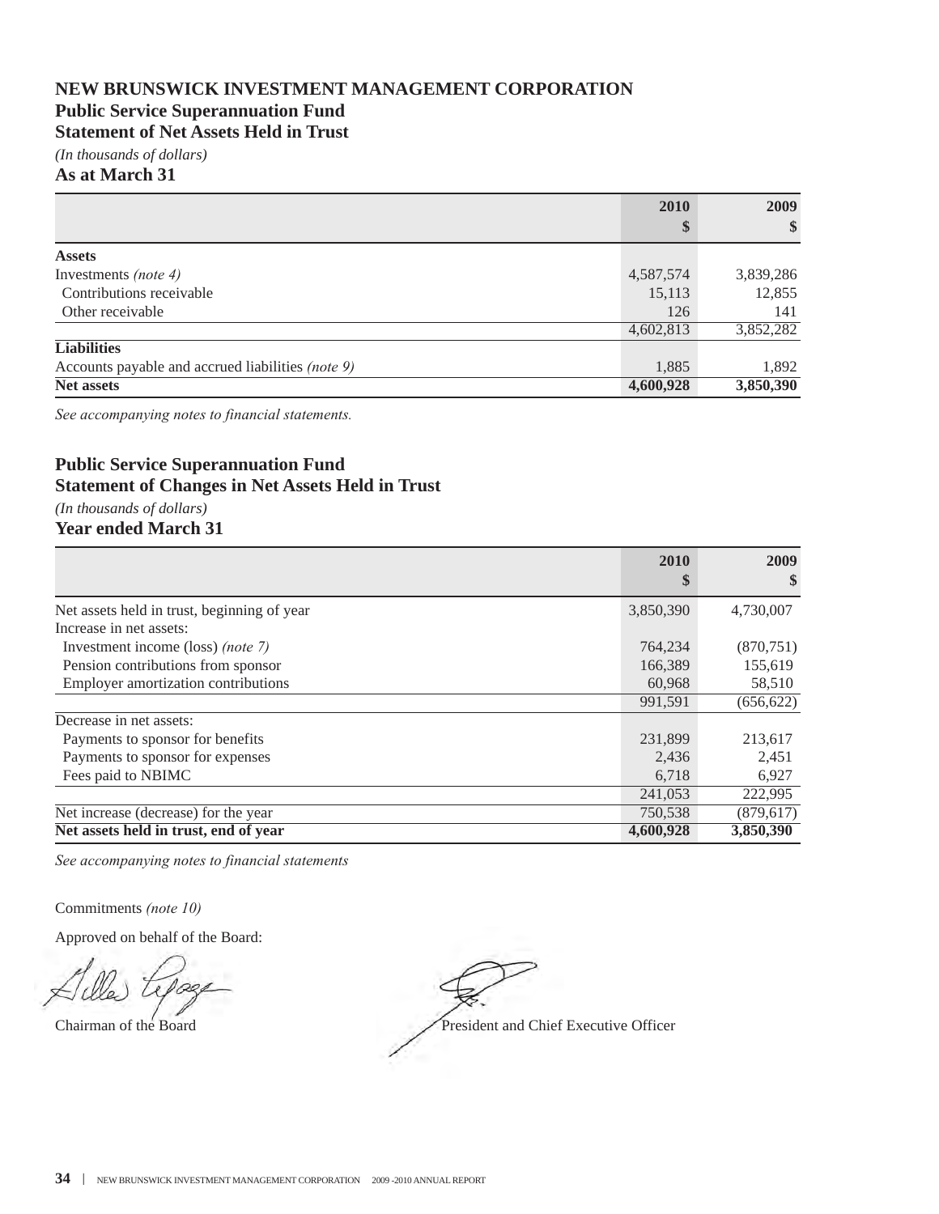# NEW BRUNSWICK INVESTMENT MANAGEMENT CORPORATION

## Public Service Superannuation Fund

## Statement of Net Assets Held in Trust

*(In thousands of dollars)*

**As at March 31**

| | 2010<br>$ | 2009<br>$ |
|---|---|---|
| **Assets** | | |
| Investments *(note 4)* | 4,587,574 | 3,839,286 |
| Contributions receivable | 15,113 | 12,855 |
| Other receivable | 126 | 141 |
| | 4,602,813 | 3,852,282 |
| **Liabilities** | | |
| Accounts payable and accrued liabilities *(note 9)* | 1,885 | 1,892 |
| **Net assets** | **4,600,928** | **3,850,390** |

*See accompanying notes to financial statements.*

## Public Service Superannuation Fund

## Statement of Changes in Net Assets Held in Trust

*(In thousands of dollars)*

**Year ended March 31**

| | 2010<br>$ | 2009<br>$ |
|---|---|---|
| Net assets held in trust, beginning of year | 3,850,390 | 4,730,007 |
| Increase in net assets: | | |
| Investment income (loss) *(note 7)* | 764,234 | (870,751) |
| Pension contributions from sponsor | 166,389 | 155,619 |
| Employer amortization contributions | 60,968 | 58,510 |
| | 991,591 | (656,622) |
| Decrease in net assets: | | |
| Payments to sponsor for benefits | 231,899 | 213,617 |
| Payments to sponsor for expenses | 2,436 | 2,451 |
| Fees paid to NBIMC | 6,718 | 6,927 |
| | 241,053 | 222,995 |
| Net increase (decrease) for the year | 750,538 | (879,617) |
| **Net assets held in trust, end of year** | **4,600,928** | **3,850,390** |

*See accompanying notes to financial statements*

Commitments *(note 10)*

Approved on behalf of the Board:

Chairman of the Board

President and Chief Executive Officer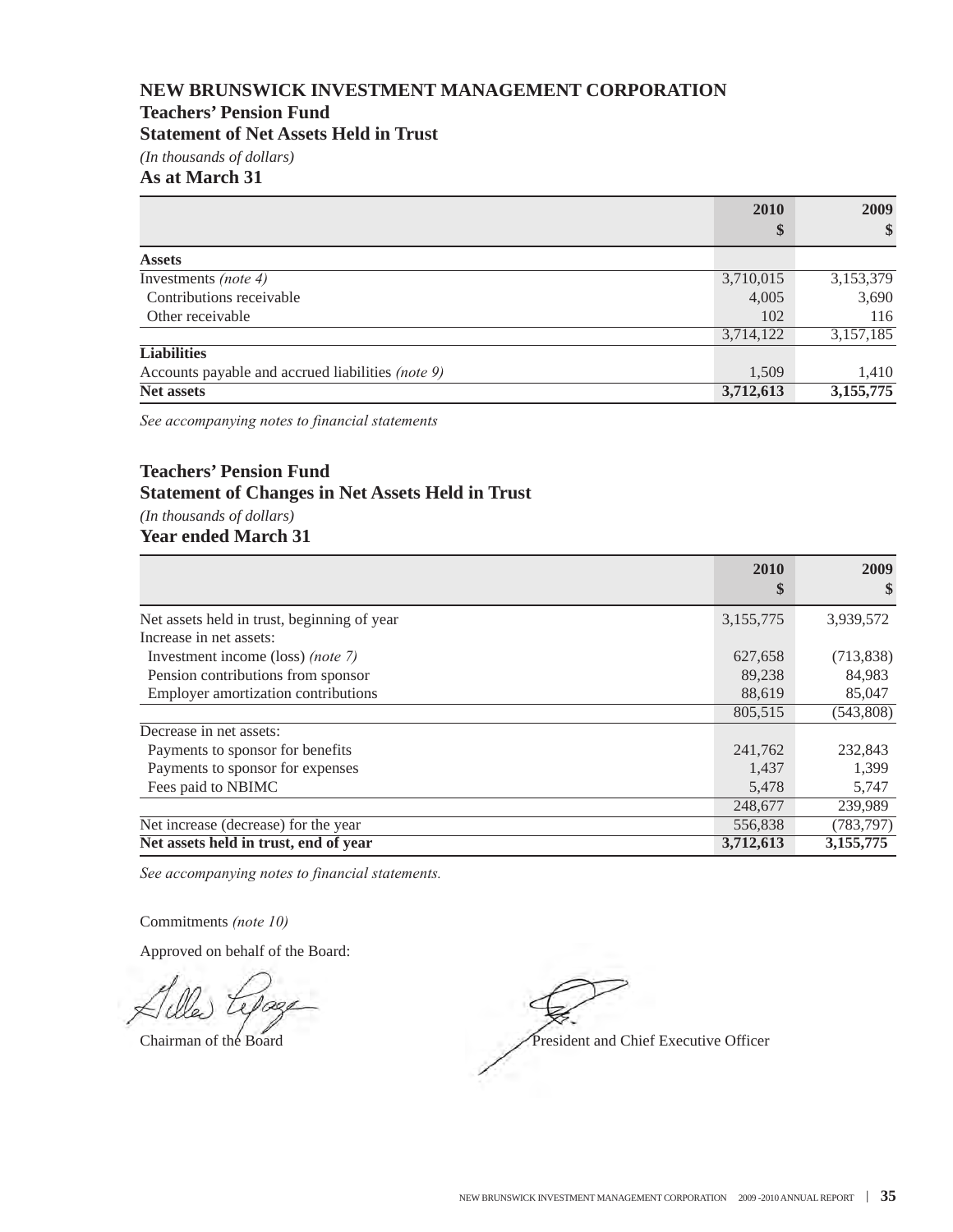# NEW BRUNSWICK INVESTMENT MANAGEMENT CORPORATION

## Teachers' Pension Fund

## Statement of Net Assets Held in Trust

*(In thousands of dollars)*

**As at March 31**

| | 2010<br>$ | 2009<br>$ |
|---|---|---|
| **Assets** | | |
| Investments *(note 4)* | 3,710,015 | 3,153,379 |
| Contributions receivable | 4,005 | 3,690 |
| Other receivable | 102 | 116 |
| | 3,714,122 | 3,157,185 |
| **Liabilities** | | |
| Accounts payable and accrued liabilities *(note 9)* | 1,509 | 1,410 |
| **Net assets** | **3,712,613** | **3,155,775** |

*See accompanying notes to financial statements*

## Teachers' Pension Fund

## Statement of Changes in Net Assets Held in Trust

*(In thousands of dollars)*

**Year ended March 31**

| | 2010<br>$ | 2009<br>$ |
|---|---|---|
| Net assets held in trust, beginning of year | 3,155,775 | 3,939,572 |
| Increase in net assets: | | |
| Investment income (loss) *(note 7)* | 627,658 | (713,838) |
| Pension contributions from sponsor | 89,238 | 84,983 |
| Employer amortization contributions | 88,619 | 85,047 |
| | 805,515 | (543,808) |
| Decrease in net assets: | | |
| Payments to sponsor for benefits | 241,762 | 232,843 |
| Payments to sponsor for expenses | 1,437 | 1,399 |
| Fees paid to NBIMC | 5,478 | 5,747 |
| | 248,677 | 239,989 |
| Net increase (decrease) for the year | 556,838 | (783,797) |
| **Net assets held in trust, end of year** | **3,712,613** | **3,155,775** |

*See accompanying notes to financial statements.*

Commitments *(note 10)*

Approved on behalf of the Board:

Chairman of the Board

President and Chief Executive Officer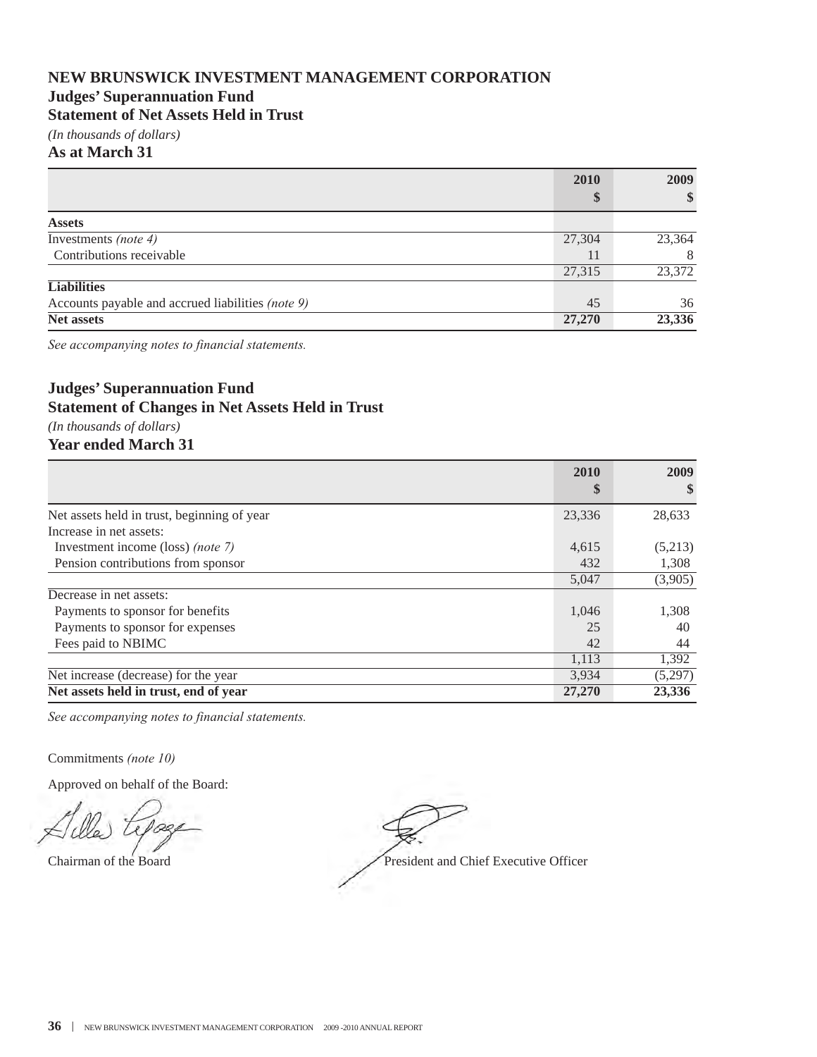# NEW BRUNSWICK INVESTMENT MANAGEMENT CORPORATION

## Judges' Superannuation Fund

## Statement of Net Assets Held in Trust

*(In thousands of dollars)*

**As at March 31**

| | 2010<br>$ | 2009<br>$ |
|---|---|---|
| **Assets** | | |
| Investments *(note 4)* | 27,304 | 23,364 |
| Contributions receivable | 11 | 8 |
| | 27,315 | 23,372 |
| **Liabilities** | | |
| Accounts payable and accrued liabilities *(note 9)* | 45 | 36 |
| **Net assets** | **27,270** | **23,336** |

*See accompanying notes to financial statements.*

## Judges' Superannuation Fund

## Statement of Changes in Net Assets Held in Trust

*(In thousands of dollars)*

**Year ended March 31**

| | 2010<br>$ | 2009<br>$ |
|---|---|---|
| Net assets held in trust, beginning of year | 23,336 | 28,633 |
| Increase in net assets: | | |
| Investment income (loss) *(note 7)* | 4,615 | (5,213) |
| Pension contributions from sponsor | 432 | 1,308 |
| | 5,047 | (3,905) |
| Decrease in net assets: | | |
| Payments to sponsor for benefits | 1,046 | 1,308 |
| Payments to sponsor for expenses | 25 | 40 |
| Fees paid to NBIMC | 42 | 44 |
| | 1,113 | 1,392 |
| Net increase (decrease) for the year | 3,934 | (5,297) |
| **Net assets held in trust, end of year** | **27,270** | **23,336** |

*See accompanying notes to financial statements.*

Commitments *(note 10)*

Approved on behalf of the Board:

Chairman of the Board

President and Chief Executive Officer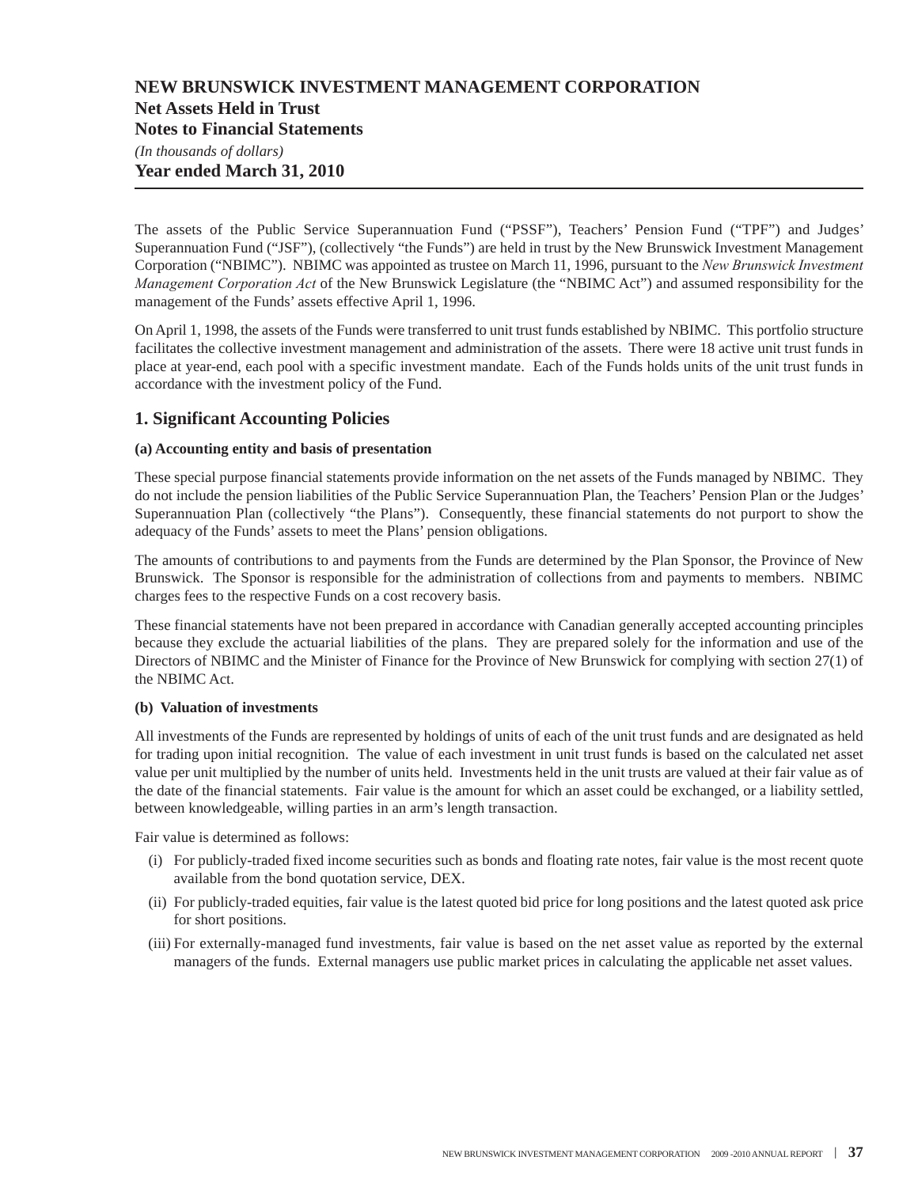# NEW BRUNSWICK INVESTMENT MANAGEMENT CORPORATION
## Net Assets Held in Trust
## Notes to Financial Statements

*(In thousands of dollars)*

**Year ended March 31, 2010**

The assets of the Public Service Superannuation Fund ("PSSF"), Teachers' Pension Fund ("TPF") and Judges' Superannuation Fund ("JSF"), (collectively "the Funds") are held in trust by the New Brunswick Investment Management Corporation ("NBIMC"). NBIMC was appointed as trustee on March 11, 1996, pursuant to the *New Brunswick Investment Management Corporation Act* of the New Brunswick Legislature (the "NBIMC Act") and assumed responsibility for the management of the Funds' assets effective April 1, 1996.

On April 1, 1998, the assets of the Funds were transferred to unit trust funds established by NBIMC. This portfolio structure facilitates the collective investment management and administration of the assets. There were 18 active unit trust funds in place at year-end, each pool with a specific investment mandate. Each of the Funds holds units of the unit trust funds in accordance with the investment policy of the Fund.

## 1. Significant Accounting Policies

**(a) Accounting entity and basis of presentation**

These special purpose financial statements provide information on the net assets of the Funds managed by NBIMC. They do not include the pension liabilities of the Public Service Superannuation Plan, the Teachers' Pension Plan or the Judges' Superannuation Plan (collectively "the Plans"). Consequently, these financial statements do not purport to show the adequacy of the Funds' assets to meet the Plans' pension obligations.

The amounts of contributions to and payments from the Funds are determined by the Plan Sponsor, the Province of New Brunswick. The Sponsor is responsible for the administration of collections from and payments to members. NBIMC charges fees to the respective Funds on a cost recovery basis.

These financial statements have not been prepared in accordance with Canadian generally accepted accounting principles because they exclude the actuarial liabilities of the plans. They are prepared solely for the information and use of the Directors of NBIMC and the Minister of Finance for the Province of New Brunswick for complying with section 27(1) of the NBIMC Act.

**(b) Valuation of investments**

All investments of the Funds are represented by holdings of units of each of the unit trust funds and are designated as held for trading upon initial recognition. The value of each investment in unit trust funds is based on the calculated net asset value per unit multiplied by the number of units held. Investments held in the unit trusts are valued at their fair value as of the date of the financial statements. Fair value is the amount for which an asset could be exchanged, or a liability settled, between knowledgeable, willing parties in an arm's length transaction.

Fair value is determined as follows:

(i) For publicly-traded fixed income securities such as bonds and floating rate notes, fair value is the most recent quote available from the bond quotation service, DEX.

(ii) For publicly-traded equities, fair value is the latest quoted bid price for long positions and the latest quoted ask price for short positions.

(iii) For externally-managed fund investments, fair value is based on the net asset value as reported by the external managers of the funds. External managers use public market prices in calculating the applicable net asset values.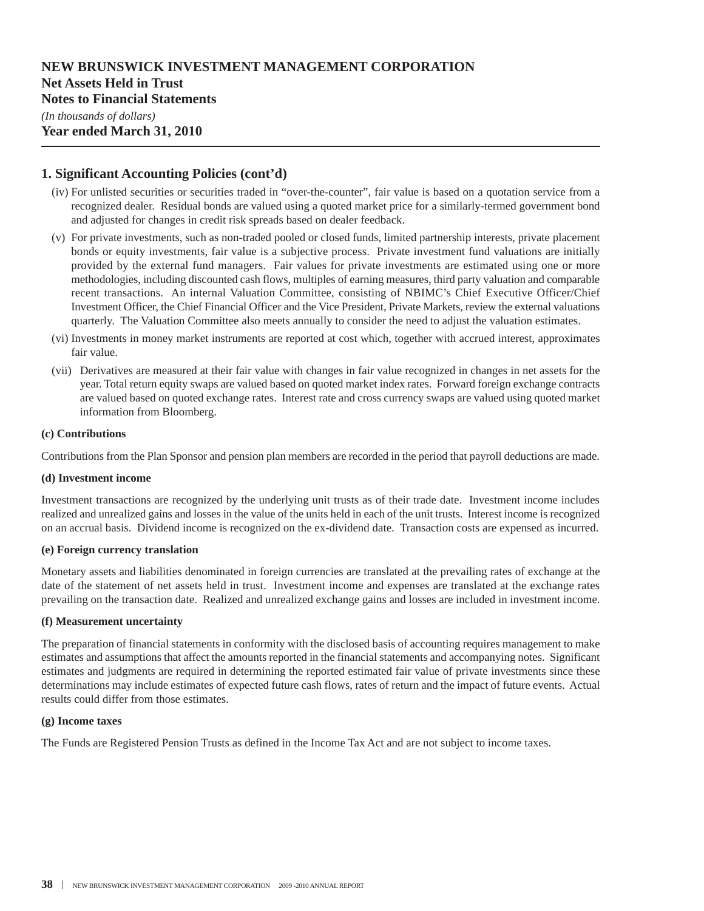# NEW BRUNSWICK INVESTMENT MANAGEMENT CORPORATION
## Net Assets Held in Trust
## Notes to Financial Statements
*(In thousands of dollars)*
**Year ended March 31, 2010**

## 1. Significant Accounting Policies (cont'd)

(iv) For unlisted securities or securities traded in "over-the-counter", fair value is based on a quotation service from a recognized dealer. Residual bonds are valued using a quoted market price for a similarly-termed government bond and adjusted for changes in credit risk spreads based on dealer feedback.

(v) For private investments, such as non-traded pooled or closed funds, limited partnership interests, private placement bonds or equity investments, fair value is a subjective process. Private investment fund valuations are initially provided by the external fund managers. Fair values for private investments are estimated using one or more methodologies, including discounted cash flows, multiples of earning measures, third party valuation and comparable recent transactions. An internal Valuation Committee, consisting of NBIMC's Chief Executive Officer/Chief Investment Officer, the Chief Financial Officer and the Vice President, Private Markets, review the external valuations quarterly. The Valuation Committee also meets annually to consider the need to adjust the valuation estimates.

(vi) Investments in money market instruments are reported at cost which, together with accrued interest, approximates fair value.

(vii) Derivatives are measured at their fair value with changes in fair value recognized in changes in net assets for the year. Total return equity swaps are valued based on quoted market index rates. Forward foreign exchange contracts are valued based on quoted exchange rates. Interest rate and cross currency swaps are valued using quoted market information from Bloomberg.

**(c) Contributions**

Contributions from the Plan Sponsor and pension plan members are recorded in the period that payroll deductions are made.

**(d) Investment income**

Investment transactions are recognized by the underlying unit trusts as of their trade date. Investment income includes realized and unrealized gains and losses in the value of the units held in each of the unit trusts. Interest income is recognized on an accrual basis. Dividend income is recognized on the ex-dividend date. Transaction costs are expensed as incurred.

**(e) Foreign currency translation**

Monetary assets and liabilities denominated in foreign currencies are translated at the prevailing rates of exchange at the date of the statement of net assets held in trust. Investment income and expenses are translated at the exchange rates prevailing on the transaction date. Realized and unrealized exchange gains and losses are included in investment income.

**(f) Measurement uncertainty**

The preparation of financial statements in conformity with the disclosed basis of accounting requires management to make estimates and assumptions that affect the amounts reported in the financial statements and accompanying notes. Significant estimates and judgments are required in determining the reported estimated fair value of private investments since these determinations may include estimates of expected future cash flows, rates of return and the impact of future events. Actual results could differ from those estimates.

**(g) Income taxes**

The Funds are Registered Pension Trusts as defined in the Income Tax Act and are not subject to income taxes.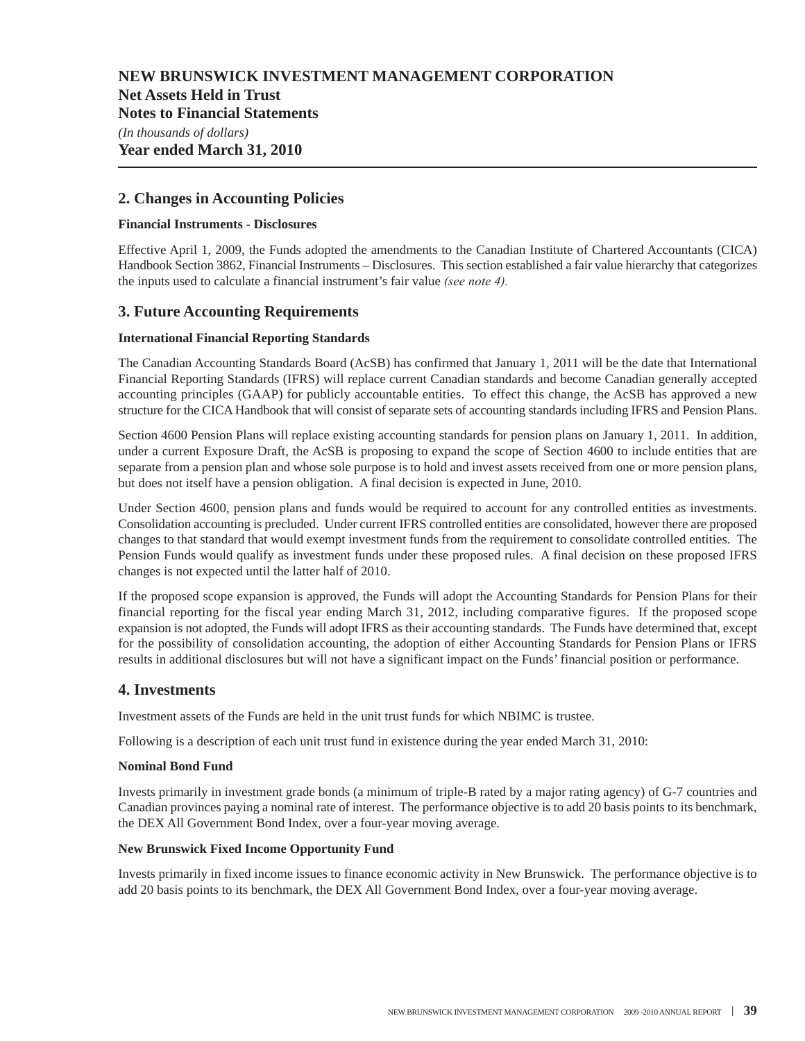# NEW BRUNSWICK INVESTMENT MANAGEMENT CORPORATION
## Net Assets Held in Trust
## Notes to Financial Statements
*(In thousands of dollars)*
**Year ended March 31, 2010**

## 2. Changes in Accounting Policies

**Financial Instruments - Disclosures**

Effective April 1, 2009, the Funds adopted the amendments to the Canadian Institute of Chartered Accountants (CICA) Handbook Section 3862, Financial Instruments – Disclosures. This section established a fair value hierarchy that categorizes the inputs used to calculate a financial instrument's fair value *(see note 4).*

## 3. Future Accounting Requirements

**International Financial Reporting Standards**

The Canadian Accounting Standards Board (AcSB) has confirmed that January 1, 2011 will be the date that International Financial Reporting Standards (IFRS) will replace current Canadian standards and become Canadian generally accepted accounting principles (GAAP) for publicly accountable entities. To effect this change, the AcSB has approved a new structure for the CICA Handbook that will consist of separate sets of accounting standards including IFRS and Pension Plans.

Section 4600 Pension Plans will replace existing accounting standards for pension plans on January 1, 2011. In addition, under a current Exposure Draft, the AcSB is proposing to expand the scope of Section 4600 to include entities that are separate from a pension plan and whose sole purpose is to hold and invest assets received from one or more pension plans, but does not itself have a pension obligation. A final decision is expected in June, 2010.

Under Section 4600, pension plans and funds would be required to account for any controlled entities as investments. Consolidation accounting is precluded. Under current IFRS controlled entities are consolidated, however there are proposed changes to that standard that would exempt investment funds from the requirement to consolidate controlled entities. The Pension Funds would qualify as investment funds under these proposed rules. A final decision on these proposed IFRS changes is not expected until the latter half of 2010.

If the proposed scope expansion is approved, the Funds will adopt the Accounting Standards for Pension Plans for their financial reporting for the fiscal year ending March 31, 2012, including comparative figures. If the proposed scope expansion is not adopted, the Funds will adopt IFRS as their accounting standards. The Funds have determined that, except for the possibility of consolidation accounting, the adoption of either Accounting Standards for Pension Plans or IFRS results in additional disclosures but will not have a significant impact on the Funds' financial position or performance.

## 4. Investments

Investment assets of the Funds are held in the unit trust funds for which NBIMC is trustee.

Following is a description of each unit trust fund in existence during the year ended March 31, 2010:

**Nominal Bond Fund**

Invests primarily in investment grade bonds (a minimum of triple-B rated by a major rating agency) of G-7 countries and Canadian provinces paying a nominal rate of interest. The performance objective is to add 20 basis points to its benchmark, the DEX All Government Bond Index, over a four-year moving average.

**New Brunswick Fixed Income Opportunity Fund**

Invests primarily in fixed income issues to finance economic activity in New Brunswick. The performance objective is to add 20 basis points to its benchmark, the DEX All Government Bond Index, over a four-year moving average.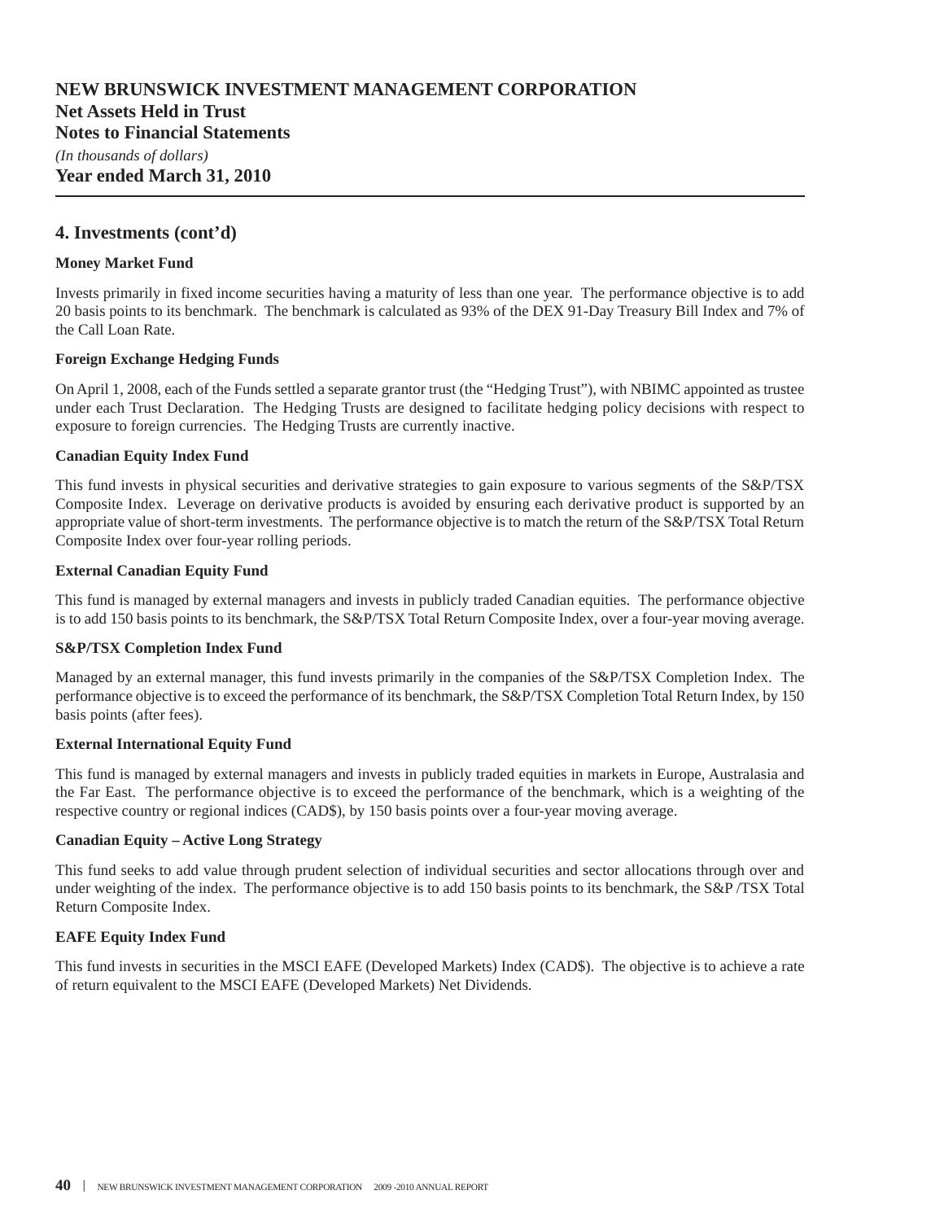**NEW BRUNSWICK INVESTMENT MANAGEMENT CORPORATION**
**Net Assets Held in Trust**
**Notes to Financial Statements**
*(In thousands of dollars)*
**Year ended March 31, 2010**

## 4. Investments (cont'd)

### Money Market Fund

Invests primarily in fixed income securities having a maturity of less than one year. The performance objective is to add 20 basis points to its benchmark. The benchmark is calculated as 93% of the DEX 91-Day Treasury Bill Index and 7% of the Call Loan Rate.

### Foreign Exchange Hedging Funds

On April 1, 2008, each of the Funds settled a separate grantor trust (the "Hedging Trust"), with NBIMC appointed as trustee under each Trust Declaration. The Hedging Trusts are designed to facilitate hedging policy decisions with respect to exposure to foreign currencies. The Hedging Trusts are currently inactive.

### Canadian Equity Index Fund

This fund invests in physical securities and derivative strategies to gain exposure to various segments of the S&P/TSX Composite Index. Leverage on derivative products is avoided by ensuring each derivative product is supported by an appropriate value of short-term investments. The performance objective is to match the return of the S&P/TSX Total Return Composite Index over four-year rolling periods.

### External Canadian Equity Fund

This fund is managed by external managers and invests in publicly traded Canadian equities. The performance objective is to add 150 basis points to its benchmark, the S&P/TSX Total Return Composite Index, over a four-year moving average.

### S&P/TSX Completion Index Fund

Managed by an external manager, this fund invests primarily in the companies of the S&P/TSX Completion Index. The performance objective is to exceed the performance of its benchmark, the S&P/TSX Completion Total Return Index, by 150 basis points (after fees).

### External International Equity Fund

This fund is managed by external managers and invests in publicly traded equities in markets in Europe, Australasia and the Far East. The performance objective is to exceed the performance of the benchmark, which is a weighting of the respective country or regional indices (CAD$), by 150 basis points over a four-year moving average.

### Canadian Equity – Active Long Strategy

This fund seeks to add value through prudent selection of individual securities and sector allocations through over and under weighting of the index. The performance objective is to add 150 basis points to its benchmark, the S&P /TSX Total Return Composite Index.

### EAFE Equity Index Fund

This fund invests in securities in the MSCI EAFE (Developed Markets) Index (CAD$). The objective is to achieve a rate of return equivalent to the MSCI EAFE (Developed Markets) Net Dividends.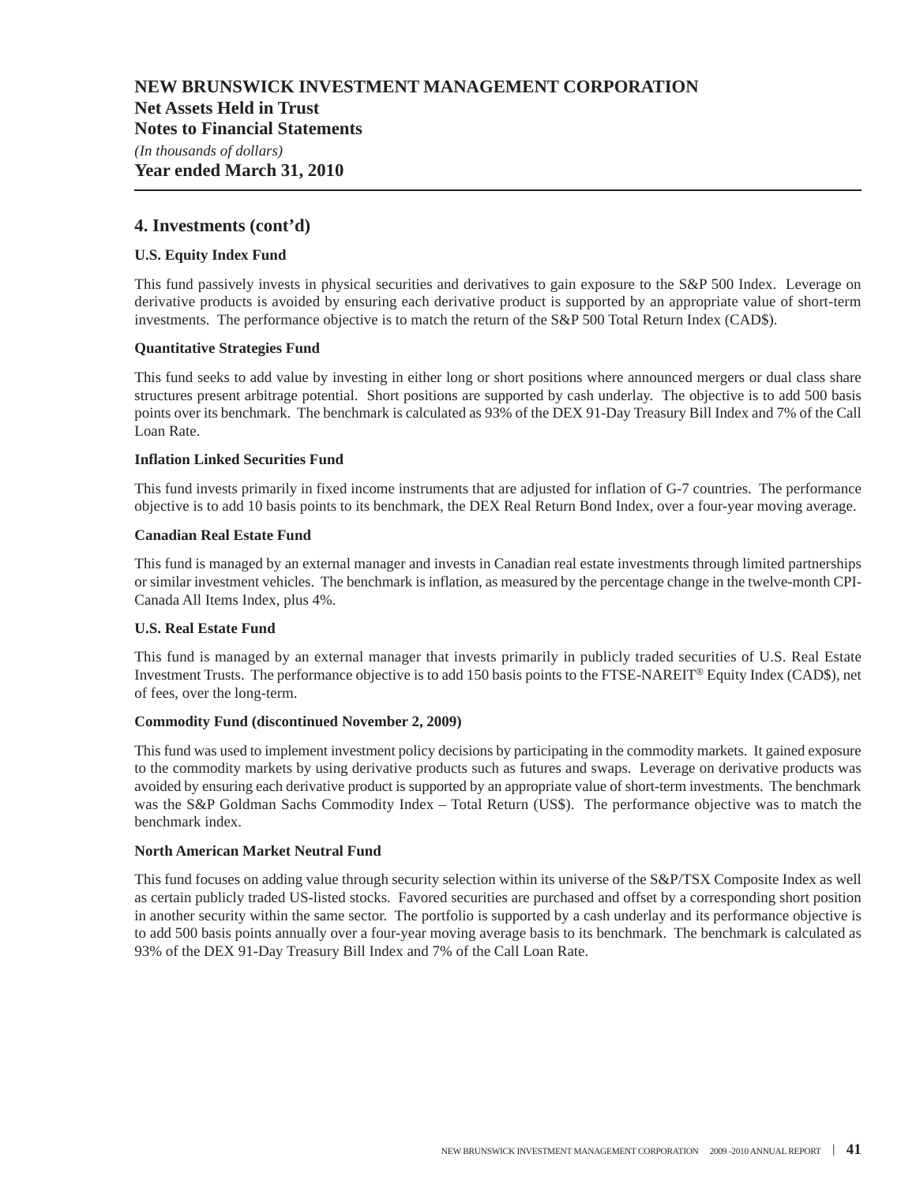# NEW BRUNSWICK INVESTMENT MANAGEMENT CORPORATION
## Net Assets Held in Trust
## Notes to Financial Statements
*(In thousands of dollars)*
**Year ended March 31, 2010**

## 4. Investments (cont'd)

**U.S. Equity Index Fund**

This fund passively invests in physical securities and derivatives to gain exposure to the S&P 500 Index. Leverage on derivative products is avoided by ensuring each derivative product is supported by an appropriate value of short-term investments. The performance objective is to match the return of the S&P 500 Total Return Index (CAD$).

**Quantitative Strategies Fund**

This fund seeks to add value by investing in either long or short positions where announced mergers or dual class share structures present arbitrage potential. Short positions are supported by cash underlay. The objective is to add 500 basis points over its benchmark. The benchmark is calculated as 93% of the DEX 91-Day Treasury Bill Index and 7% of the Call Loan Rate.

**Inflation Linked Securities Fund**

This fund invests primarily in fixed income instruments that are adjusted for inflation of G-7 countries. The performance objective is to add 10 basis points to its benchmark, the DEX Real Return Bond Index, over a four-year moving average.

**Canadian Real Estate Fund**

This fund is managed by an external manager and invests in Canadian real estate investments through limited partnerships or similar investment vehicles. The benchmark is inflation, as measured by the percentage change in the twelve-month CPI-Canada All Items Index, plus 4%.

**U.S. Real Estate Fund**

This fund is managed by an external manager that invests primarily in publicly traded securities of U.S. Real Estate Investment Trusts. The performance objective is to add 150 basis points to the FTSE-NAREIT® Equity Index (CAD$), net of fees, over the long-term.

**Commodity Fund (discontinued November 2, 2009)**

This fund was used to implement investment policy decisions by participating in the commodity markets. It gained exposure to the commodity markets by using derivative products such as futures and swaps. Leverage on derivative products was avoided by ensuring each derivative product is supported by an appropriate value of short-term investments. The benchmark was the S&P Goldman Sachs Commodity Index – Total Return (US$). The performance objective was to match the benchmark index.

**North American Market Neutral Fund**

This fund focuses on adding value through security selection within its universe of the S&P/TSX Composite Index as well as certain publicly traded US-listed stocks. Favored securities are purchased and offset by a corresponding short position in another security within the same sector. The portfolio is supported by a cash underlay and its performance objective is to add 500 basis points annually over a four-year moving average basis to its benchmark. The benchmark is calculated as 93% of the DEX 91-Day Treasury Bill Index and 7% of the Call Loan Rate.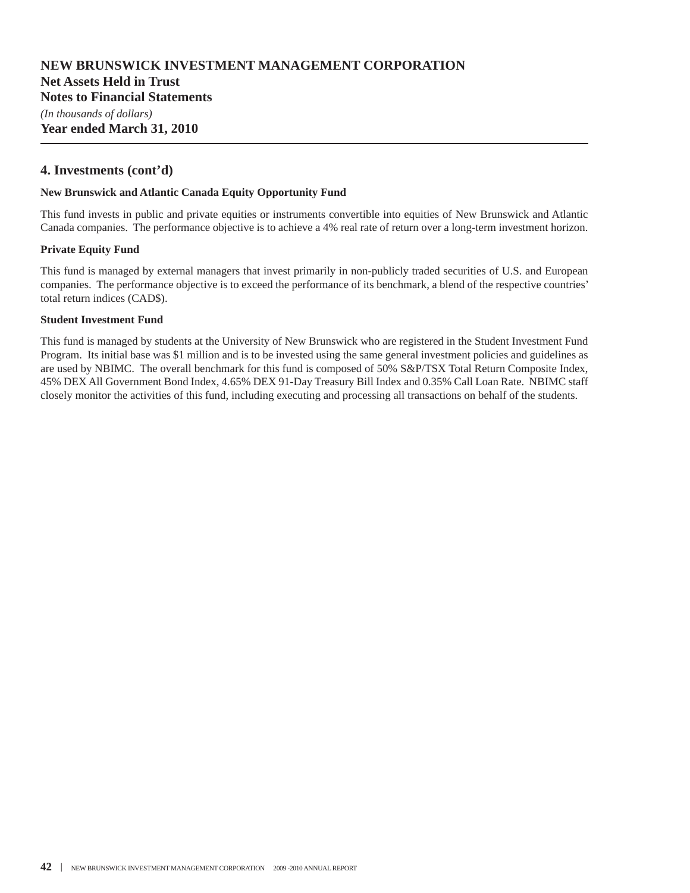# NEW BRUNSWICK INVESTMENT MANAGEMENT CORPORATION
## Net Assets Held in Trust
## Notes to Financial Statements

*(In thousands of dollars)*

**Year ended March 31, 2010**

## 4. Investments (cont'd)

### New Brunswick and Atlantic Canada Equity Opportunity Fund

This fund invests in public and private equities or instruments convertible into equities of New Brunswick and Atlantic Canada companies. The performance objective is to achieve a 4% real rate of return over a long-term investment horizon.

### Private Equity Fund

This fund is managed by external managers that invest primarily in non-publicly traded securities of U.S. and European companies. The performance objective is to exceed the performance of its benchmark, a blend of the respective countries' total return indices (CAD$).

### Student Investment Fund

This fund is managed by students at the University of New Brunswick who are registered in the Student Investment Fund Program. Its initial base was $1 million and is to be invested using the same general investment policies and guidelines as are used by NBIMC. The overall benchmark for this fund is composed of 50% S&P/TSX Total Return Composite Index, 45% DEX All Government Bond Index, 4.65% DEX 91-Day Treasury Bill Index and 0.35% Call Loan Rate. NBIMC staff closely monitor the activities of this fund, including executing and processing all transactions on behalf of the students.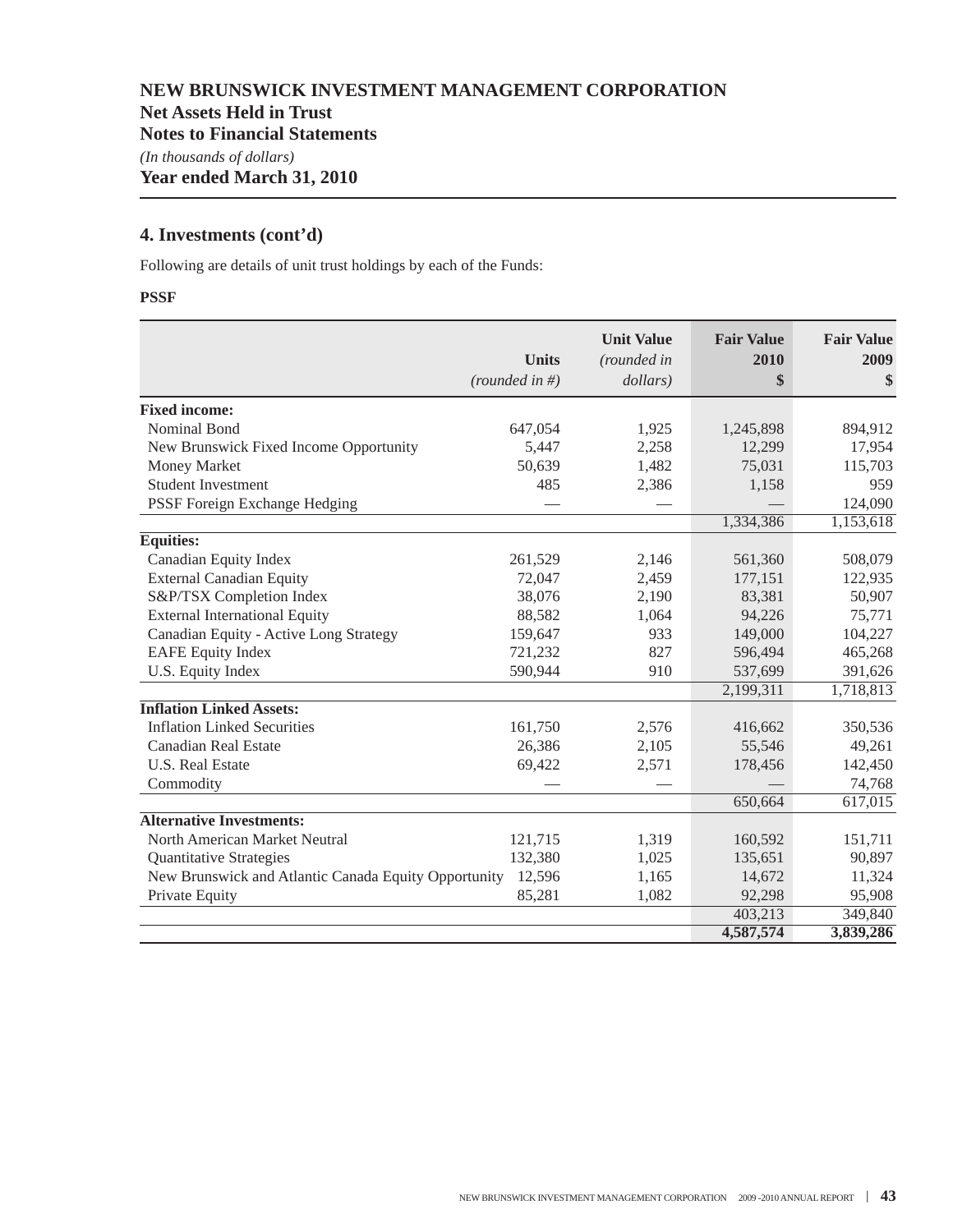# NEW BRUNSWICK INVESTMENT MANAGEMENT CORPORATION
## Net Assets Held in Trust
## Notes to Financial Statements

*(In thousands of dollars)*

**Year ended March 31, 2010**

## 4. Investments (cont'd)

Following are details of unit trust holdings by each of the Funds:

**PSSF**

| | Units *(rounded in #)* | Unit Value *(rounded in dollars)* | Fair Value 2010 $ | Fair Value 2009 $ |
|---|---|---|---|---|
| **Fixed income:** | | | | |
| Nominal Bond | 647,054 | 1,925 | 1,245,898 | 894,912 |
| New Brunswick Fixed Income Opportunity | 5,447 | 2,258 | 12,299 | 17,954 |
| Money Market | 50,639 | 1,482 | 75,031 | 115,703 |
| Student Investment | 485 | 2,386 | 1,158 | 959 |
| PSSF Foreign Exchange Hedging | — | — | — | 124,090 |
| | | | 1,334,386 | 1,153,618 |
| **Equities:** | | | | |
| Canadian Equity Index | 261,529 | 2,146 | 561,360 | 508,079 |
| External Canadian Equity | 72,047 | 2,459 | 177,151 | 122,935 |
| S&P/TSX Completion Index | 38,076 | 2,190 | 83,381 | 50,907 |
| External International Equity | 88,582 | 1,064 | 94,226 | 75,771 |
| Canadian Equity - Active Long Strategy | 159,647 | 933 | 149,000 | 104,227 |
| EAFE Equity Index | 721,232 | 827 | 596,494 | 465,268 |
| U.S. Equity Index | 590,944 | 910 | 537,699 | 391,626 |
| | | | 2,199,311 | 1,718,813 |
| **Inflation Linked Assets:** | | | | |
| Inflation Linked Securities | 161,750 | 2,576 | 416,662 | 350,536 |
| Canadian Real Estate | 26,386 | 2,105 | 55,546 | 49,261 |
| U.S. Real Estate | 69,422 | 2,571 | 178,456 | 142,450 |
| Commodity | — | — | — | 74,768 |
| | | | 650,664 | 617,015 |
| **Alternative Investments:** | | | | |
| North American Market Neutral | 121,715 | 1,319 | 160,592 | 151,711 |
| Quantitative Strategies | 132,380 | 1,025 | 135,651 | 90,897 |
| New Brunswick and Atlantic Canada Equity Opportunity | 12,596 | 1,165 | 14,672 | 11,324 |
| Private Equity | 85,281 | 1,082 | 92,298 | 95,908 |
| | | | 403,213 | 349,840 |
| | | | **4,587,574** | **3,839,286** |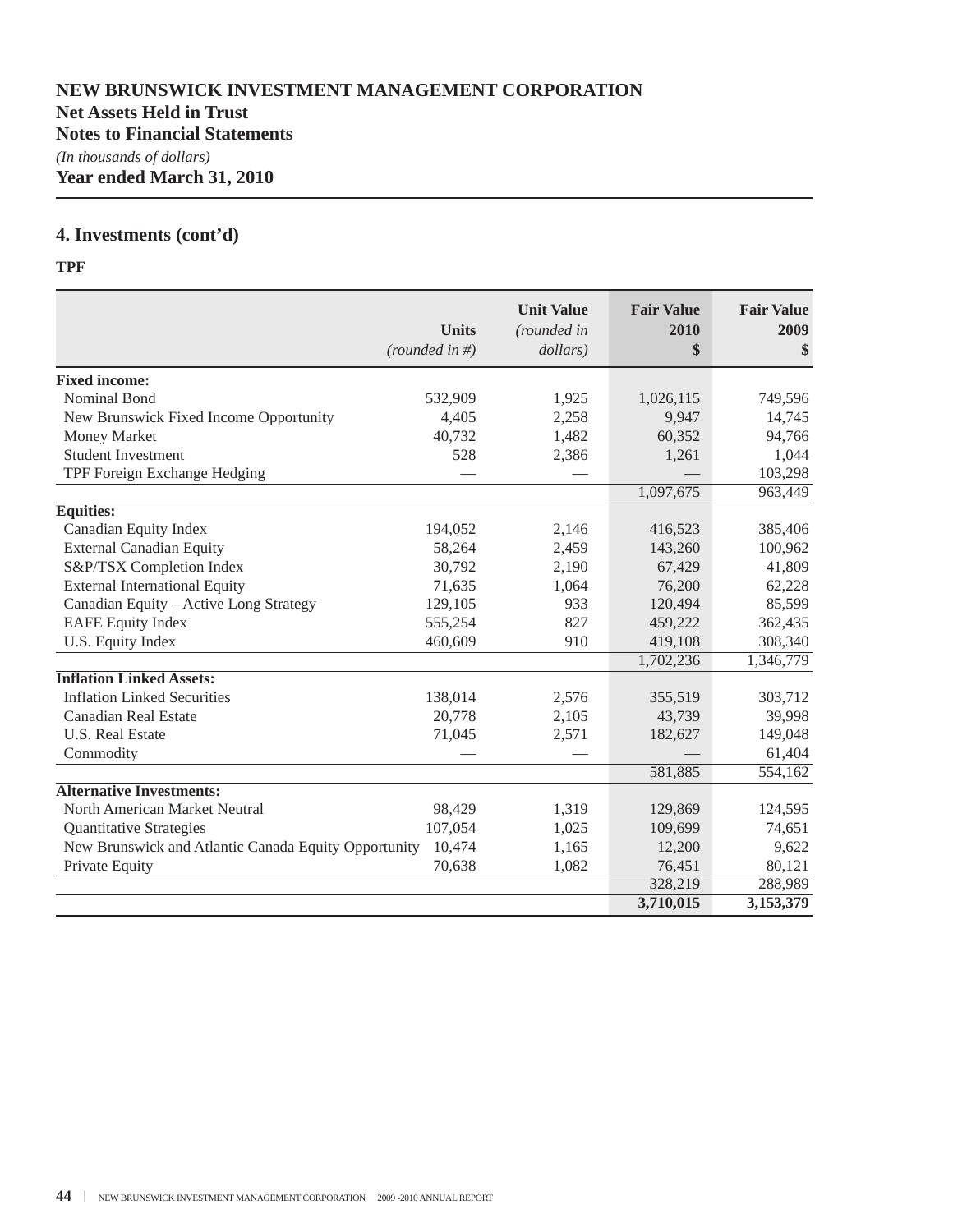# NEW BRUNSWICK INVESTMENT MANAGEMENT CORPORATION

## Net Assets Held in Trust

## Notes to Financial Statements

*(In thousands of dollars)*

**Year ended March 31, 2010**

## 4. Investments (cont'd)

**TPF**

| | Units *(rounded in #)* | Unit Value *(rounded in dollars)* | Fair Value 2010 $ | Fair Value 2009 $ |
|---|---|---|---|---|
| **Fixed income:** | | | | |
| Nominal Bond | 532,909 | 1,925 | 1,026,115 | 749,596 |
| New Brunswick Fixed Income Opportunity | 4,405 | 2,258 | 9,947 | 14,745 |
| Money Market | 40,732 | 1,482 | 60,352 | 94,766 |
| Student Investment | 528 | 2,386 | 1,261 | 1,044 |
| TPF Foreign Exchange Hedging | — | — | — | 103,298 |
| | | | 1,097,675 | 963,449 |
| **Equities:** | | | | |
| Canadian Equity Index | 194,052 | 2,146 | 416,523 | 385,406 |
| External Canadian Equity | 58,264 | 2,459 | 143,260 | 100,962 |
| S&P/TSX Completion Index | 30,792 | 2,190 | 67,429 | 41,809 |
| External International Equity | 71,635 | 1,064 | 76,200 | 62,228 |
| Canadian Equity – Active Long Strategy | 129,105 | 933 | 120,494 | 85,599 |
| EAFE Equity Index | 555,254 | 827 | 459,222 | 362,435 |
| U.S. Equity Index | 460,609 | 910 | 419,108 | 308,340 |
| | | | 1,702,236 | 1,346,779 |
| **Inflation Linked Assets:** | | | | |
| Inflation Linked Securities | 138,014 | 2,576 | 355,519 | 303,712 |
| Canadian Real Estate | 20,778 | 2,105 | 43,739 | 39,998 |
| U.S. Real Estate | 71,045 | 2,571 | 182,627 | 149,048 |
| Commodity | — | — | — | 61,404 |
| | | | 581,885 | 554,162 |
| **Alternative Investments:** | | | | |
| North American Market Neutral | 98,429 | 1,319 | 129,869 | 124,595 |
| Quantitative Strategies | 107,054 | 1,025 | 109,699 | 74,651 |
| New Brunswick and Atlantic Canada Equity Opportunity | 10,474 | 1,165 | 12,200 | 9,622 |
| Private Equity | 70,638 | 1,082 | 76,451 | 80,121 |
| | | | 328,219 | 288,989 |
| | | | **3,710,015** | **3,153,379** |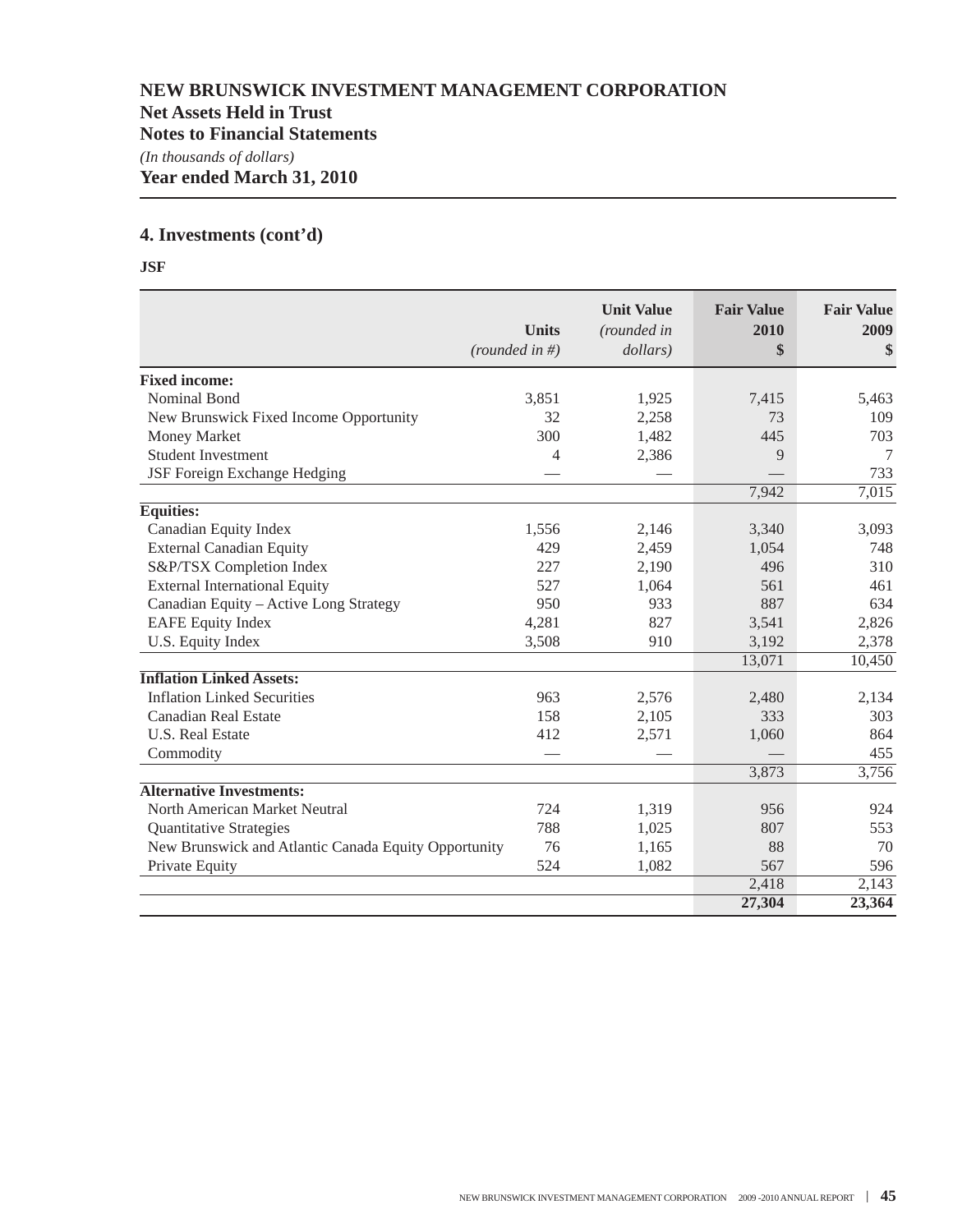# NEW BRUNSWICK INVESTMENT MANAGEMENT CORPORATION

## Net Assets Held in Trust

## Notes to Financial Statements

*(In thousands of dollars)*

**Year ended March 31, 2010**

## 4. Investments (cont'd)

**JSF**

| | Units *(rounded in #)* | Unit Value *(rounded in dollars)* | Fair Value 2010 $ | Fair Value 2009 $ |
|---|---|---|---|---|
| **Fixed income:** | | | | |
| Nominal Bond | 3,851 | 1,925 | 7,415 | 5,463 |
| New Brunswick Fixed Income Opportunity | 32 | 2,258 | 73 | 109 |
| Money Market | 300 | 1,482 | 445 | 703 |
| Student Investment | 4 | 2,386 | 9 | 7 |
| JSF Foreign Exchange Hedging | — | — | — | 733 |
| | | | 7,942 | 7,015 |
| **Equities:** | | | | |
| Canadian Equity Index | 1,556 | 2,146 | 3,340 | 3,093 |
| External Canadian Equity | 429 | 2,459 | 1,054 | 748 |
| S&P/TSX Completion Index | 227 | 2,190 | 496 | 310 |
| External International Equity | 527 | 1,064 | 561 | 461 |
| Canadian Equity – Active Long Strategy | 950 | 933 | 887 | 634 |
| EAFE Equity Index | 4,281 | 827 | 3,541 | 2,826 |
| U.S. Equity Index | 3,508 | 910 | 3,192 | 2,378 |
| | | | 13,071 | 10,450 |
| **Inflation Linked Assets:** | | | | |
| Inflation Linked Securities | 963 | 2,576 | 2,480 | 2,134 |
| Canadian Real Estate | 158 | 2,105 | 333 | 303 |
| U.S. Real Estate | 412 | 2,571 | 1,060 | 864 |
| Commodity | — | — | — | 455 |
| | | | 3,873 | 3,756 |
| **Alternative Investments:** | | | | |
| North American Market Neutral | 724 | 1,319 | 956 | 924 |
| Quantitative Strategies | 788 | 1,025 | 807 | 553 |
| New Brunswick and Atlantic Canada Equity Opportunity | 76 | 1,165 | 88 | 70 |
| Private Equity | 524 | 1,082 | 567 | 596 |
| | | | 2,418 | 2,143 |
| | | | **27,304** | **23,364** |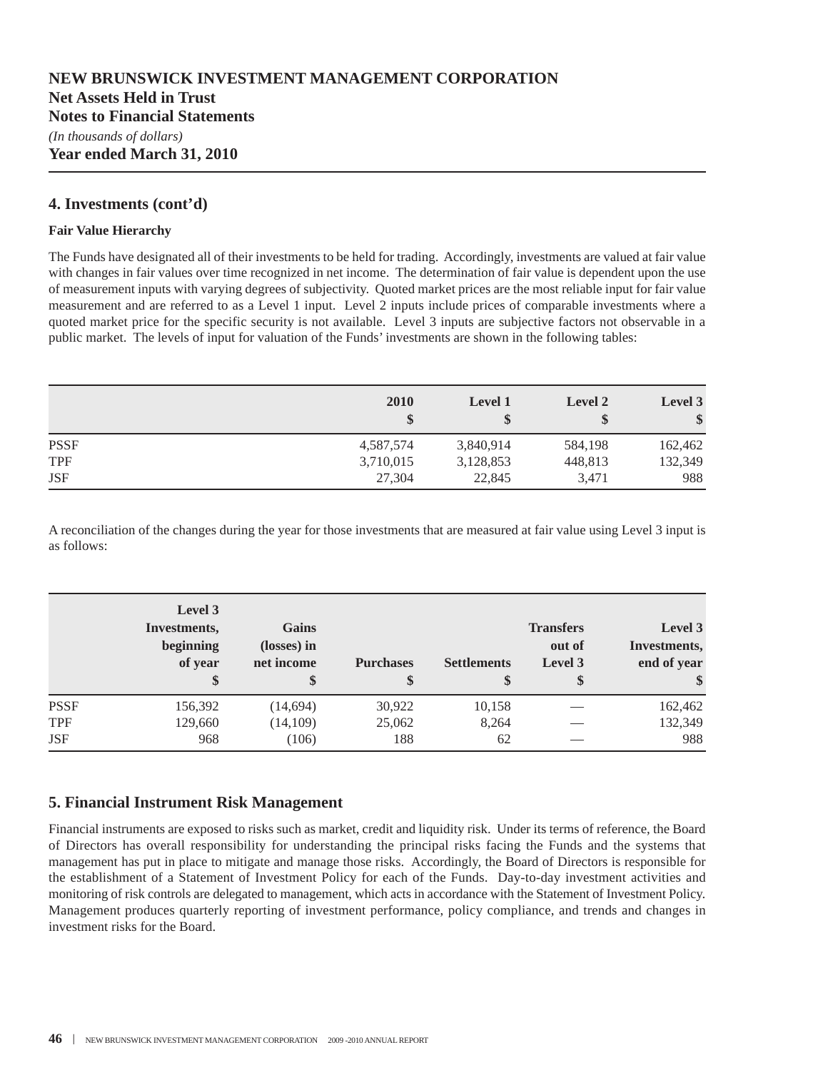# NEW BRUNSWICK INVESTMENT MANAGEMENT CORPORATION

**Net Assets Held in Trust**

**Notes to Financial Statements**

*(In thousands of dollars)*

**Year ended March 31, 2010**

## 4. Investments (cont'd)

### Fair Value Hierarchy

The Funds have designated all of their investments to be held for trading. Accordingly, investments are valued at fair value with changes in fair values over time recognized in net income. The determination of fair value is dependent upon the use of measurement inputs with varying degrees of subjectivity. Quoted market prices are the most reliable input for fair value measurement and are referred to as a Level 1 input. Level 2 inputs include prices of comparable investments where a quoted market price for the specific security is not available. Level 3 inputs are subjective factors not observable in a public market. The levels of input for valuation of the Funds' investments are shown in the following tables:

| | 2010<br>$ | Level 1<br>$ | Level 2<br>$ | Level 3<br>$ |
|---|---|---|---|---|
| PSSF | 4,587,574 | 3,840,914 | 584,198 | 162,462 |
| TPF | 3,710,015 | 3,128,853 | 448,813 | 132,349 |
| JSF | 27,304 | 22,845 | 3,471 | 988 |

A reconciliation of the changes during the year for those investments that are measured at fair value using Level 3 input is as follows:

| | Level 3 Investments, beginning of year<br>$ | Gains (losses) in net income<br>$ | Purchases<br>$ | Settlements<br>$ | Transfers out of Level 3<br>$ | Level 3 Investments, end of year<br>$ |
|---|---|---|---|---|---|---|
| PSSF | 156,392 | (14,694) | 30,922 | 10,158 | — | 162,462 |
| TPF | 129,660 | (14,109) | 25,062 | 8,264 | — | 132,349 |
| JSF | 968 | (106) | 188 | 62 | — | 988 |

## 5. Financial Instrument Risk Management

Financial instruments are exposed to risks such as market, credit and liquidity risk. Under its terms of reference, the Board of Directors has overall responsibility for understanding the principal risks facing the Funds and the systems that management has put in place to mitigate and manage those risks. Accordingly, the Board of Directors is responsible for the establishment of a Statement of Investment Policy for each of the Funds. Day-to-day investment activities and monitoring of risk controls are delegated to management, which acts in accordance with the Statement of Investment Policy. Management produces quarterly reporting of investment performance, policy compliance, and trends and changes in investment risks for the Board.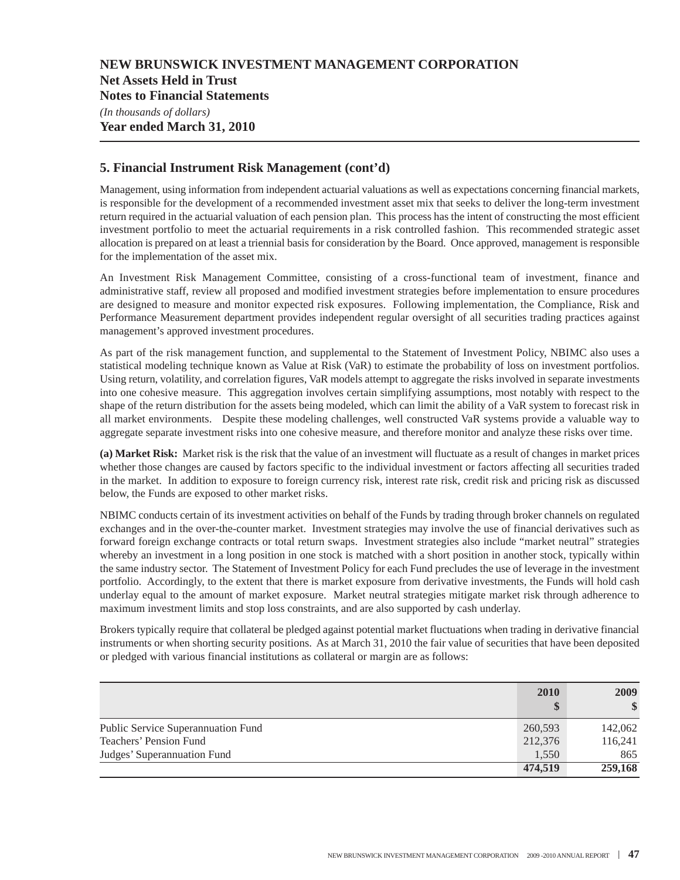# NEW BRUNSWICK INVESTMENT MANAGEMENT CORPORATION
## Net Assets Held in Trust
## Notes to Financial Statements

*(In thousands of dollars)*

**Year ended March 31, 2010**

## 5. Financial Instrument Risk Management (cont'd)

Management, using information from independent actuarial valuations as well as expectations concerning financial markets, is responsible for the development of a recommended investment asset mix that seeks to deliver the long-term investment return required in the actuarial valuation of each pension plan. This process has the intent of constructing the most efficient investment portfolio to meet the actuarial requirements in a risk controlled fashion. This recommended strategic asset allocation is prepared on at least a triennial basis for consideration by the Board. Once approved, management is responsible for the implementation of the asset mix.

An Investment Risk Management Committee, consisting of a cross-functional team of investment, finance and administrative staff, review all proposed and modified investment strategies before implementation to ensure procedures are designed to measure and monitor expected risk exposures. Following implementation, the Compliance, Risk and Performance Measurement department provides independent regular oversight of all securities trading practices against management's approved investment procedures.

As part of the risk management function, and supplemental to the Statement of Investment Policy, NBIMC also uses a statistical modeling technique known as Value at Risk (VaR) to estimate the probability of loss on investment portfolios. Using return, volatility, and correlation figures, VaR models attempt to aggregate the risks involved in separate investments into one cohesive measure. This aggregation involves certain simplifying assumptions, most notably with respect to the shape of the return distribution for the assets being modeled, which can limit the ability of a VaR system to forecast risk in all market environments. Despite these modeling challenges, well constructed VaR systems provide a valuable way to aggregate separate investment risks into one cohesive measure, and therefore monitor and analyze these risks over time.

**(a) Market Risk:** Market risk is the risk that the value of an investment will fluctuate as a result of changes in market prices whether those changes are caused by factors specific to the individual investment or factors affecting all securities traded in the market. In addition to exposure to foreign currency risk, interest rate risk, credit risk and pricing risk as discussed below, the Funds are exposed to other market risks.

NBIMC conducts certain of its investment activities on behalf of the Funds by trading through broker channels on regulated exchanges and in the over-the-counter market. Investment strategies may involve the use of financial derivatives such as forward foreign exchange contracts or total return swaps. Investment strategies also include "market neutral" strategies whereby an investment in a long position in one stock is matched with a short position in another stock, typically within the same industry sector. The Statement of Investment Policy for each Fund precludes the use of leverage in the investment portfolio. Accordingly, to the extent that there is market exposure from derivative investments, the Funds will hold cash underlay equal to the amount of market exposure. Market neutral strategies mitigate market risk through adherence to maximum investment limits and stop loss constraints, and are also supported by cash underlay.

Brokers typically require that collateral be pledged against potential market fluctuations when trading in derivative financial instruments or when shorting security positions. As at March 31, 2010 the fair value of securities that have been deposited or pledged with various financial institutions as collateral or margin are as follows:

| | 2010<br>$ | 2009<br>$ |
|---|---|---|
| Public Service Superannuation Fund | 260,593 | 142,062 |
| Teachers' Pension Fund | 212,376 | 116,241 |
| Judges' Superannuation Fund | 1,550 | 865 |
| | **474,519** | **259,168** |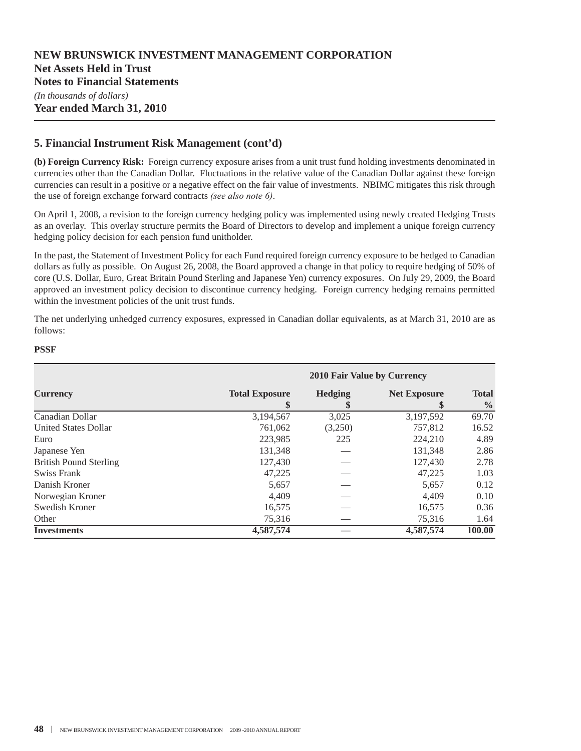# NEW BRUNSWICK INVESTMENT MANAGEMENT CORPORATION
## Net Assets Held in Trust
## Notes to Financial Statements

*(In thousands of dollars)*

**Year ended March 31, 2010**

## 5. Financial Instrument Risk Management (cont'd)

**(b) Foreign Currency Risk:** Foreign currency exposure arises from a unit trust fund holding investments denominated in currencies other than the Canadian Dollar. Fluctuations in the relative value of the Canadian Dollar against these foreign currencies can result in a positive or a negative effect on the fair value of investments. NBIMC mitigates this risk through the use of foreign exchange forward contracts *(see also note 6)*.

On April 1, 2008, a revision to the foreign currency hedging policy was implemented using newly created Hedging Trusts as an overlay. This overlay structure permits the Board of Directors to develop and implement a unique foreign currency hedging policy decision for each pension fund unitholder.

In the past, the Statement of Investment Policy for each Fund required foreign currency exposure to be hedged to Canadian dollars as fully as possible. On August 26, 2008, the Board approved a change in that policy to require hedging of 50% of core (U.S. Dollar, Euro, Great Britain Pound Sterling and Japanese Yen) currency exposures. On July 29, 2009, the Board approved an investment policy decision to discontinue currency hedging. Foreign currency hedging remains permitted within the investment policies of the unit trust funds.

The net underlying unhedged currency exposures, expressed in Canadian dollar equivalents, as at March 31, 2010 are as follows:

**PSSF**

| | 2010 Fair Value by Currency | | | |
|---|---|---|---|---|
| **Currency** | **Total Exposure $** | **Hedging $** | **Net Exposure $** | **Total %** |
| Canadian Dollar | 3,194,567 | 3,025 | 3,197,592 | 69.70 |
| United States Dollar | 761,062 | (3,250) | 757,812 | 16.52 |
| Euro | 223,985 | 225 | 224,210 | 4.89 |
| Japanese Yen | 131,348 | — | 131,348 | 2.86 |
| British Pound Sterling | 127,430 | — | 127,430 | 2.78 |
| Swiss Frank | 47,225 | — | 47,225 | 1.03 |
| Danish Kroner | 5,657 | — | 5,657 | 0.12 |
| Norwegian Kroner | 4,409 | — | 4,409 | 0.10 |
| Swedish Kroner | 16,575 | — | 16,575 | 0.36 |
| Other | 75,316 | — | 75,316 | 1.64 |
| **Investments** | **4,587,574** | **—** | **4,587,574** | **100.00** |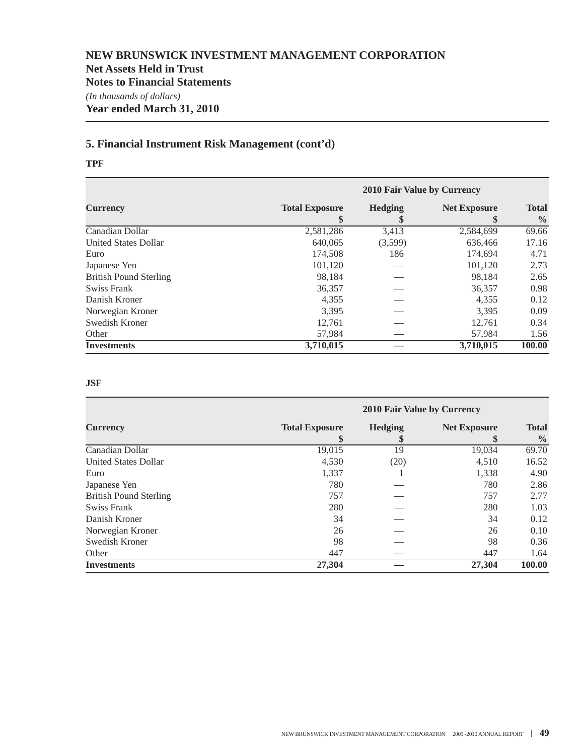# NEW BRUNSWICK INVESTMENT MANAGEMENT CORPORATION
## Net Assets Held in Trust
## Notes to Financial Statements

*(In thousands of dollars)*

**Year ended March 31, 2010**

## 5. Financial Instrument Risk Management (cont'd)

**TPF**

| | 2010 Fair Value by Currency | | | |
|---|---|---|---|---|
| **Currency** | **Total Exposure $** | **Hedging $** | **Net Exposure $** | **Total %** |
| Canadian Dollar | 2,581,286 | 3,413 | 2,584,699 | 69.66 |
| United States Dollar | 640,065 | (3,599) | 636,466 | 17.16 |
| Euro | 174,508 | 186 | 174,694 | 4.71 |
| Japanese Yen | 101,120 | — | 101,120 | 2.73 |
| British Pound Sterling | 98,184 | — | 98,184 | 2.65 |
| Swiss Frank | 36,357 | — | 36,357 | 0.98 |
| Danish Kroner | 4,355 | — | 4,355 | 0.12 |
| Norwegian Kroner | 3,395 | — | 3,395 | 0.09 |
| Swedish Kroner | 12,761 | — | 12,761 | 0.34 |
| Other | 57,984 | — | 57,984 | 1.56 |
| **Investments** | **3,710,015** | **—** | **3,710,015** | **100.00** |

**JSF**

| | 2010 Fair Value by Currency | | | |
|---|---|---|---|---|
| **Currency** | **Total Exposure $** | **Hedging $** | **Net Exposure $** | **Total %** |
| Canadian Dollar | 19,015 | 19 | 19,034 | 69.70 |
| United States Dollar | 4,530 | (20) | 4,510 | 16.52 |
| Euro | 1,337 | 1 | 1,338 | 4.90 |
| Japanese Yen | 780 | — | 780 | 2.86 |
| British Pound Sterling | 757 | — | 757 | 2.77 |
| Swiss Frank | 280 | — | 280 | 1.03 |
| Danish Kroner | 34 | — | 34 | 0.12 |
| Norwegian Kroner | 26 | — | 26 | 0.10 |
| Swedish Kroner | 98 | — | 98 | 0.36 |
| Other | 447 | — | 447 | 1.64 |
| **Investments** | **27,304** | **—** | **27,304** | **100.00** |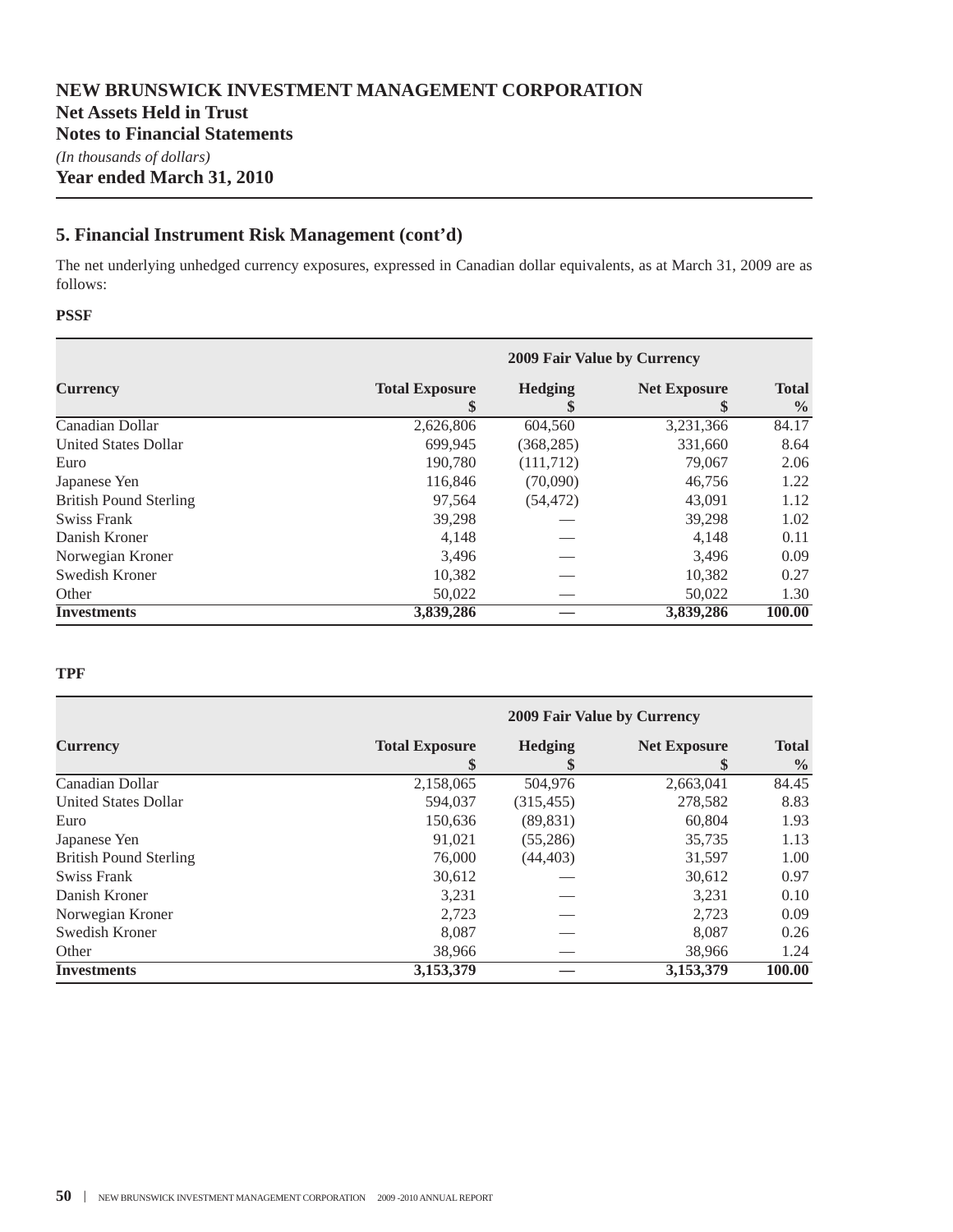# NEW BRUNSWICK INVESTMENT MANAGEMENT CORPORATION
## Net Assets Held in Trust
## Notes to Financial Statements

*(In thousands of dollars)*

**Year ended March 31, 2010**

## 5. Financial Instrument Risk Management (cont'd)

The net underlying unhedged currency exposures, expressed in Canadian dollar equivalents, as at March 31, 2009 are as follows:

**PSSF**

| | 2009 Fair Value by Currency | | | |
|---|---|---|---|---|
| **Currency** | **Total Exposure $** | **Hedging $** | **Net Exposure $** | **Total %** |
| Canadian Dollar | 2,626,806 | 604,560 | 3,231,366 | 84.17 |
| United States Dollar | 699,945 | (368,285) | 331,660 | 8.64 |
| Euro | 190,780 | (111,712) | 79,067 | 2.06 |
| Japanese Yen | 116,846 | (70,090) | 46,756 | 1.22 |
| British Pound Sterling | 97,564 | (54,472) | 43,091 | 1.12 |
| Swiss Frank | 39,298 | — | 39,298 | 1.02 |
| Danish Kroner | 4,148 | — | 4,148 | 0.11 |
| Norwegian Kroner | 3,496 | — | 3,496 | 0.09 |
| Swedish Kroner | 10,382 | — | 10,382 | 0.27 |
| Other | 50,022 | — | 50,022 | 1.30 |
| **Investments** | **3,839,286** | **—** | **3,839,286** | **100.00** |

**TPF**

| | 2009 Fair Value by Currency | | | |
|---|---|---|---|---|
| **Currency** | **Total Exposure $** | **Hedging $** | **Net Exposure $** | **Total %** |
| Canadian Dollar | 2,158,065 | 504,976 | 2,663,041 | 84.45 |
| United States Dollar | 594,037 | (315,455) | 278,582 | 8.83 |
| Euro | 150,636 | (89,831) | 60,804 | 1.93 |
| Japanese Yen | 91,021 | (55,286) | 35,735 | 1.13 |
| British Pound Sterling | 76,000 | (44,403) | 31,597 | 1.00 |
| Swiss Frank | 30,612 | — | 30,612 | 0.97 |
| Danish Kroner | 3,231 | — | 3,231 | 0.10 |
| Norwegian Kroner | 2,723 | — | 2,723 | 0.09 |
| Swedish Kroner | 8,087 | — | 8,087 | 0.26 |
| Other | 38,966 | — | 38,966 | 1.24 |
| **Investments** | **3,153,379** | **—** | **3,153,379** | **100.00** |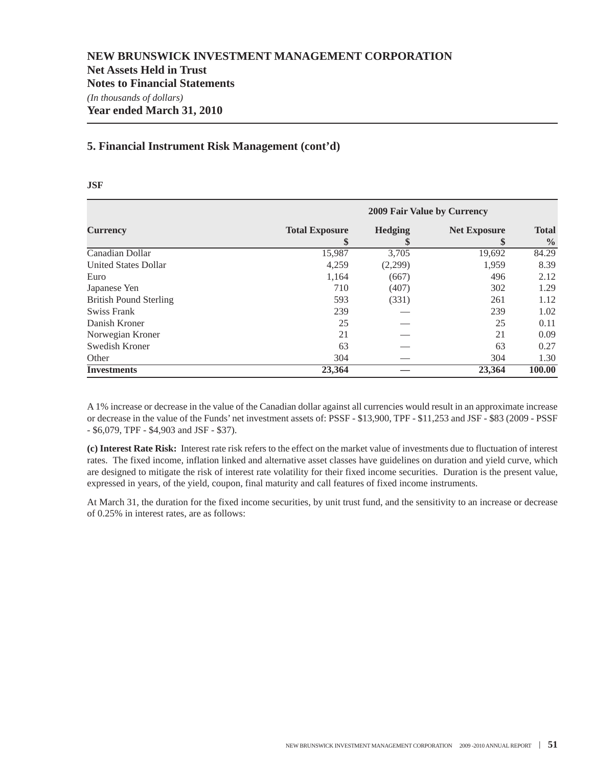# NEW BRUNSWICK INVESTMENT MANAGEMENT CORPORATION
## Net Assets Held in Trust
## Notes to Financial Statements
*(In thousands of dollars)*
**Year ended March 31, 2010**

## 5. Financial Instrument Risk Management (cont'd)

**JSF**

| | 2009 Fair Value by Currency | | | |
|---|---|---|---|---|
| **Currency** | **Total Exposure $** | **Hedging $** | **Net Exposure $** | **Total %** |
| Canadian Dollar | 15,987 | 3,705 | 19,692 | 84.29 |
| United States Dollar | 4,259 | (2,299) | 1,959 | 8.39 |
| Euro | 1,164 | (667) | 496 | 2.12 |
| Japanese Yen | 710 | (407) | 302 | 1.29 |
| British Pound Sterling | 593 | (331) | 261 | 1.12 |
| Swiss Frank | 239 | — | 239 | 1.02 |
| Danish Kroner | 25 | — | 25 | 0.11 |
| Norwegian Kroner | 21 | — | 21 | 0.09 |
| Swedish Kroner | 63 | — | 63 | 0.27 |
| Other | 304 | — | 304 | 1.30 |
| **Investments** | **23,364** | **—** | **23,364** | **100.00** |

A 1% increase or decrease in the value of the Canadian dollar against all currencies would result in an approximate increase or decrease in the value of the Funds' net investment assets of: PSSF - $13,900, TPF - $11,253 and JSF - $83 (2009 - PSSF - $6,079, TPF - $4,903 and JSF - $37).

**(c) Interest Rate Risk:** Interest rate risk refers to the effect on the market value of investments due to fluctuation of interest rates. The fixed income, inflation linked and alternative asset classes have guidelines on duration and yield curve, which are designed to mitigate the risk of interest rate volatility for their fixed income securities. Duration is the present value, expressed in years, of the yield, coupon, final maturity and call features of fixed income instruments.

At March 31, the duration for the fixed income securities, by unit trust fund, and the sensitivity to an increase or decrease of 0.25% in interest rates, are as follows: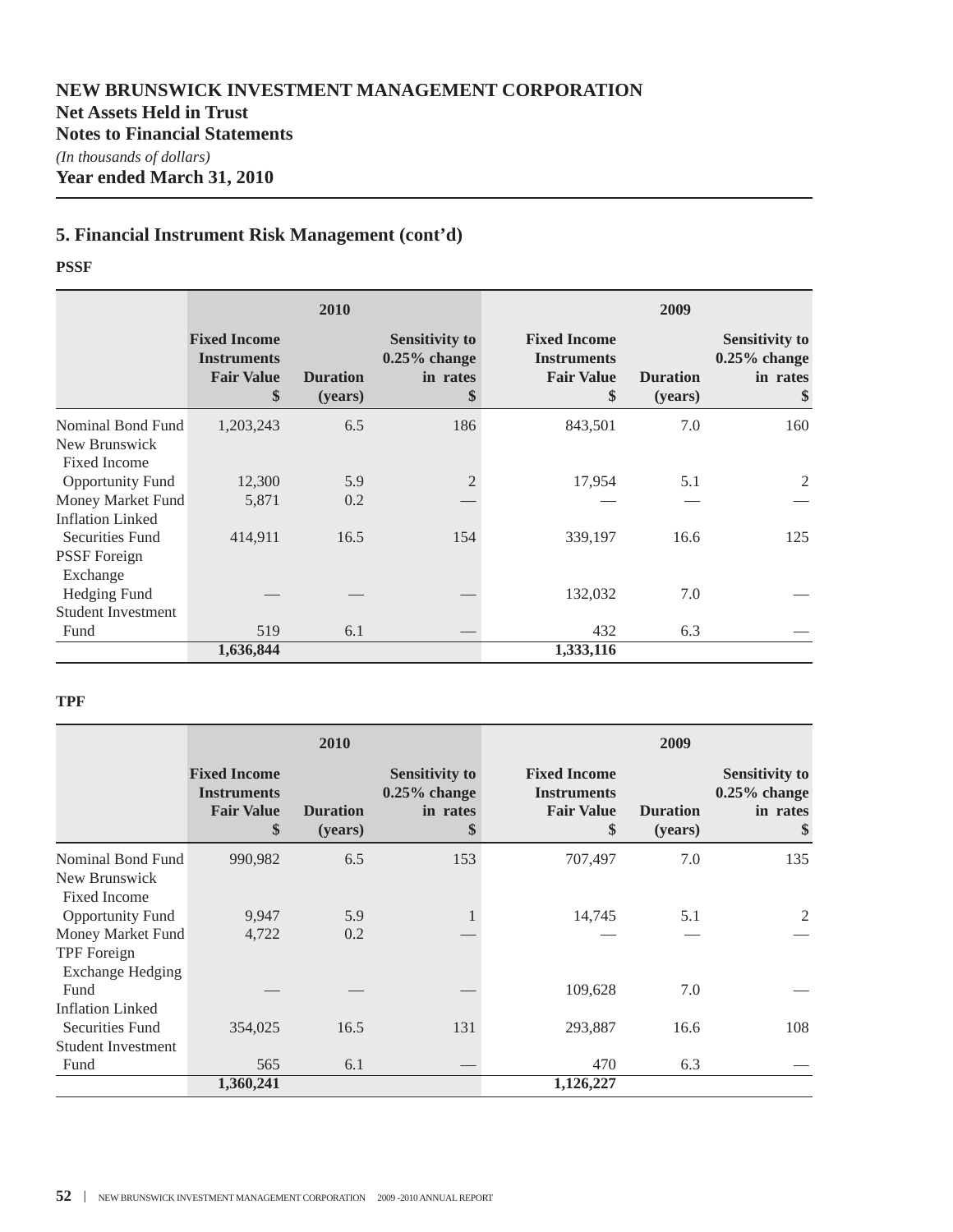# NEW BRUNSWICK INVESTMENT MANAGEMENT CORPORATION
## Net Assets Held in Trust
## Notes to Financial Statements
*(In thousands of dollars)*
**Year ended March 31, 2010**

## 5. Financial Instrument Risk Management (cont'd)

**PSSF**

| | 2010 | | | 2009 | | |
|---|---|---|---|---|---|---|
| | Fixed Income Instruments Fair Value $ | Duration (years) | Sensitivity to 0.25% change in rates $ | Fixed Income Instruments Fair Value $ | Duration (years) | Sensitivity to 0.25% change in rates $ |
| Nominal Bond Fund | 1,203,243 | 6.5 | 186 | 843,501 | 7.0 | 160 |
| New Brunswick Fixed Income Opportunity Fund | 12,300 | 5.9 | 2 | 17,954 | 5.1 | 2 |
| Money Market Fund | 5,871 | 0.2 | — | — | — | — |
| Inflation Linked Securities Fund | 414,911 | 16.5 | 154 | 339,197 | 16.6 | 125 |
| PSSF Foreign Exchange Hedging Fund | — | — | — | 132,032 | 7.0 | — |
| Student Investment Fund | 519 | 6.1 | — | 432 | 6.3 | — |
| | **1,636,844** | | | **1,333,116** | | |

**TPF**

| | 2010 | | | 2009 | | |
|---|---|---|---|---|---|---|
| | Fixed Income Instruments Fair Value $ | Duration (years) | Sensitivity to 0.25% change in rates $ | Fixed Income Instruments Fair Value $ | Duration (years) | Sensitivity to 0.25% change in rates $ |
| Nominal Bond Fund | 990,982 | 6.5 | 153 | 707,497 | 7.0 | 135 |
| New Brunswick Fixed Income Opportunity Fund | 9,947 | 5.9 | 1 | 14,745 | 5.1 | 2 |
| Money Market Fund | 4,722 | 0.2 | — | — | — | — |
| TPF Foreign Exchange Hedging Fund | — | — | — | 109,628 | 7.0 | — |
| Inflation Linked Securities Fund | 354,025 | 16.5 | 131 | 293,887 | 16.6 | 108 |
| Student Investment Fund | 565 | 6.1 | — | 470 | 6.3 | — |
| | **1,360,241** | | | **1,126,227** | | |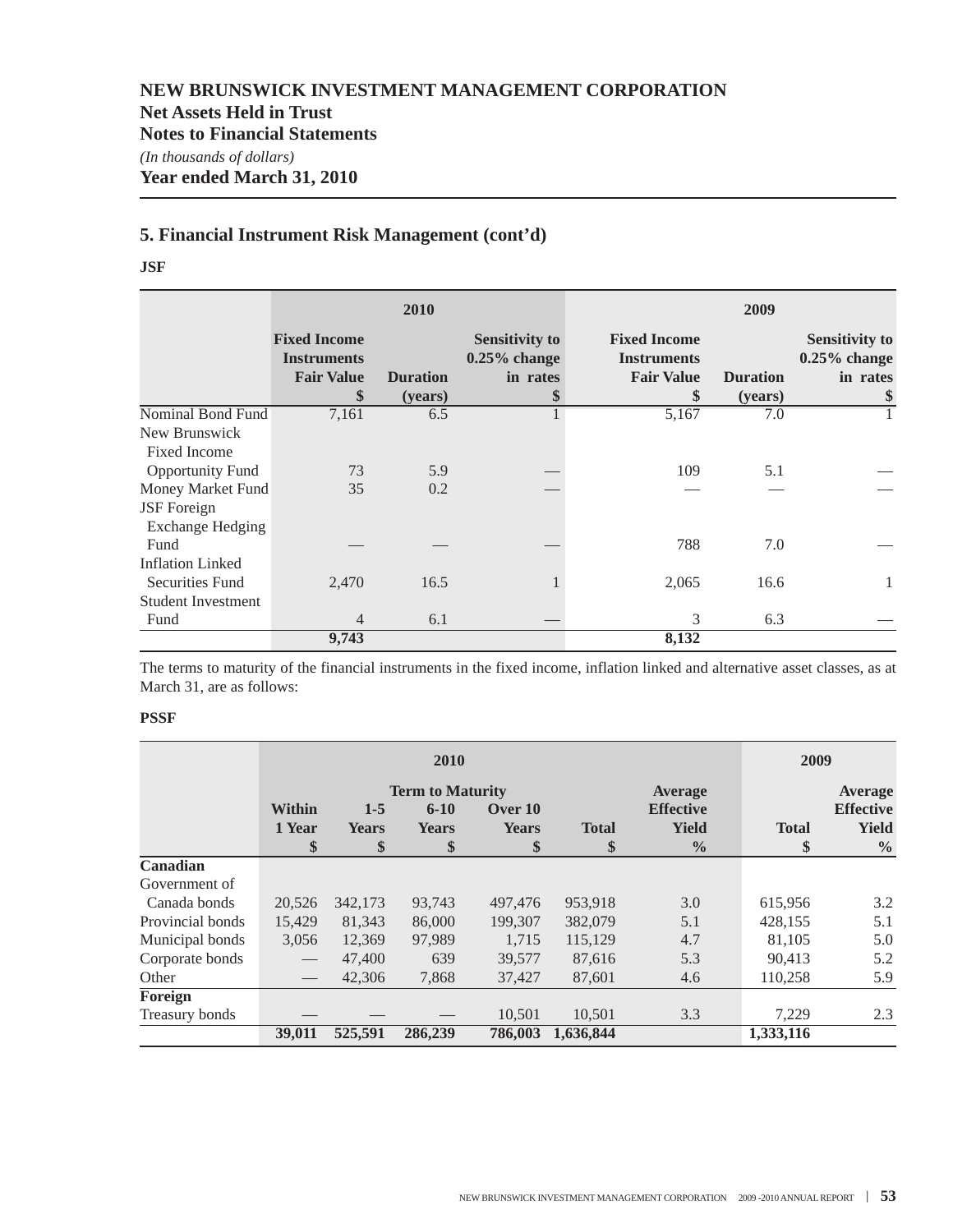**NEW BRUNSWICK INVESTMENT MANAGEMENT CORPORATION**
**Net Assets Held in Trust**
**Notes to Financial Statements**
*(In thousands of dollars)*
**Year ended March 31, 2010**

## 5. Financial Instrument Risk Management (cont'd)

**JSF**

| | 2010 | | | 2009 | | |
|---|---|---|---|---|---|---|
| | Fixed Income Instruments Fair Value $ | Duration (years) | Sensitivity to 0.25% change in rates $ | Fixed Income Instruments Fair Value $ | Duration (years) | Sensitivity to 0.25% change in rates $ |
| Nominal Bond Fund | 7,161 | 6.5 | 1 | 5,167 | 7.0 | 1 |
| New Brunswick Fixed Income Opportunity Fund | 73 | 5.9 | — | 109 | 5.1 | — |
| Money Market Fund | 35 | 0.2 | — | — | — | — |
| JSF Foreign Exchange Hedging Fund | — | — | — | 788 | 7.0 | — |
| Inflation Linked Securities Fund | 2,470 | 16.5 | 1 | 2,065 | 16.6 | 1 |
| Student Investment Fund | 4 | 6.1 | — | 3 | 6.3 | — |
| | **9,743** | | | **8,132** | | |

The terms to maturity of the financial instruments in the fixed income, inflation linked and alternative asset classes, as at March 31, are as follows:

**PSSF**

| | 2010 | | | | | | 2009 | |
|---|---|---|---|---|---|---|---|---|
| | Term to Maturity | | | | | | | |
| | Within 1 Year $ | 1-5 Years $ | 6-10 Years $ | Over 10 Years $ | Total $ | Average Effective Yield % | Total $ | Average Effective Yield % |
| **Canadian** | | | | | | | | |
| Government of Canada bonds | 20,526 | 342,173 | 93,743 | 497,476 | 953,918 | 3.0 | 615,956 | 3.2 |
| Provincial bonds | 15,429 | 81,343 | 86,000 | 199,307 | 382,079 | 5.1 | 428,155 | 5.1 |
| Municipal bonds | 3,056 | 12,369 | 97,989 | 1,715 | 115,129 | 4.7 | 81,105 | 5.0 |
| Corporate bonds | — | 47,400 | 639 | 39,577 | 87,616 | 5.3 | 90,413 | 5.2 |
| Other | — | 42,306 | 7,868 | 37,427 | 87,601 | 4.6 | 110,258 | 5.9 |
| **Foreign** | | | | | | | | |
| Treasury bonds | — | — | — | 10,501 | 10,501 | 3.3 | 7,229 | 2.3 |
| | **39,011** | **525,591** | **286,239** | **786,003** | **1,636,844** | | **1,333,116** | |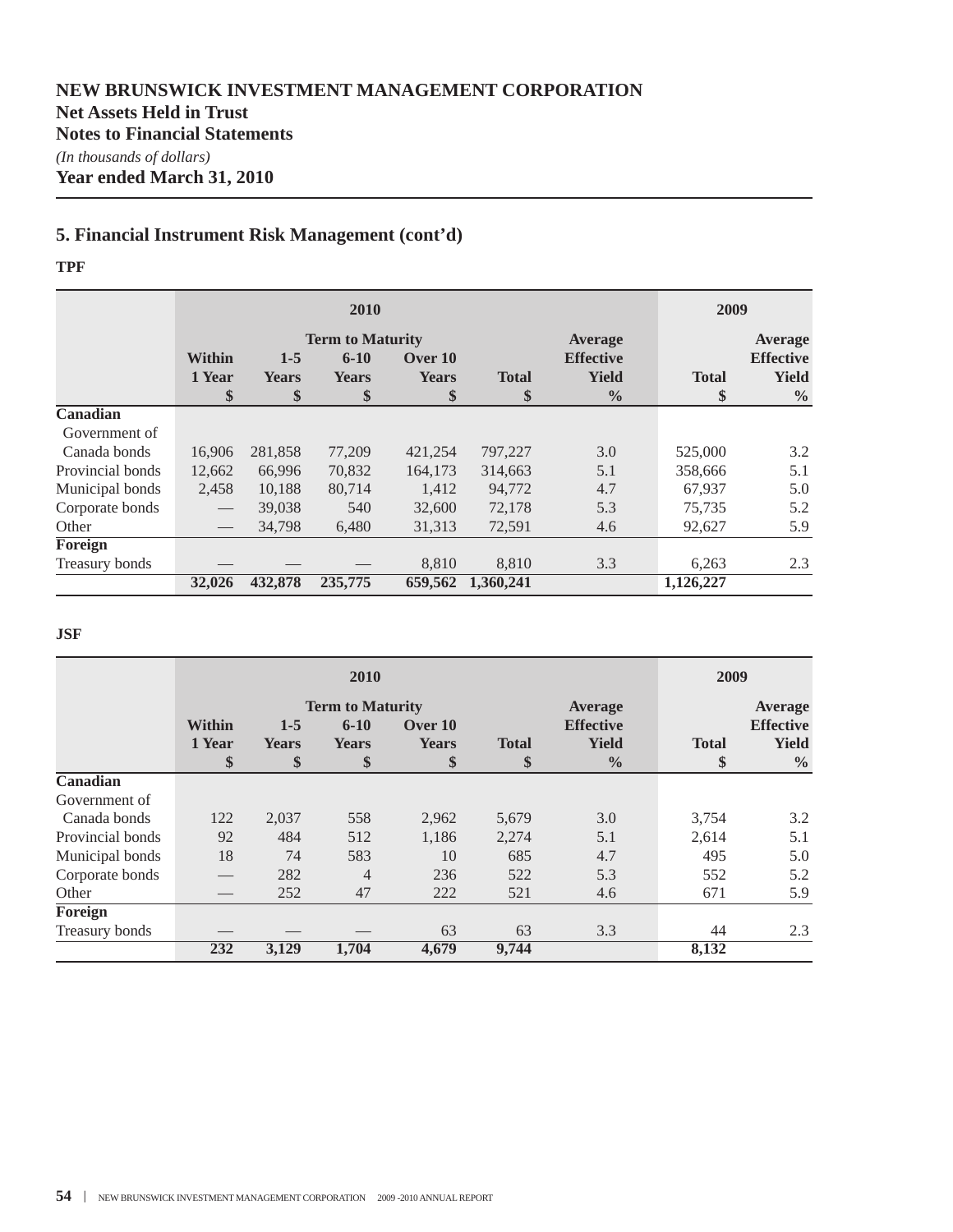**NEW BRUNSWICK INVESTMENT MANAGEMENT CORPORATION**
**Net Assets Held in Trust**
**Notes to Financial Statements**
*(In thousands of dollars)*
**Year ended March 31, 2010**

## 5. Financial Instrument Risk Management (cont'd)

**TPF**

| | 2010 | | | | | | 2009 | |
|---|---|---|---|---|---|---|---|---|
| | Term to Maturity | | | | | | | |
| | Within 1 Year $ | 1-5 Years $ | 6-10 Years $ | Over 10 Years $ | Total $ | Average Effective Yield % | Total $ | Average Effective Yield % |
| **Canadian** | | | | | | | | |
| Government of Canada bonds | 16,906 | 281,858 | 77,209 | 421,254 | 797,227 | 3.0 | 525,000 | 3.2 |
| Provincial bonds | 12,662 | 66,996 | 70,832 | 164,173 | 314,663 | 5.1 | 358,666 | 5.1 |
| Municipal bonds | 2,458 | 10,188 | 80,714 | 1,412 | 94,772 | 4.7 | 67,937 | 5.0 |
| Corporate bonds | — | 39,038 | 540 | 32,600 | 72,178 | 5.3 | 75,735 | 5.2 |
| Other | — | 34,798 | 6,480 | 31,313 | 72,591 | 4.6 | 92,627 | 5.9 |
| **Foreign** | | | | | | | | |
| Treasury bonds | — | — | — | 8,810 | 8,810 | 3.3 | 6,263 | 2.3 |
| | **32,026** | **432,878** | **235,775** | **659,562** | **1,360,241** | | **1,126,227** | |

**JSF**

| | 2010 | | | | | | 2009 | |
|---|---|---|---|---|---|---|---|---|
| | Term to Maturity | | | | | | | |
| | Within 1 Year $ | 1-5 Years $ | 6-10 Years $ | Over 10 Years $ | Total $ | Average Effective Yield % | Total $ | Average Effective Yield % |
| **Canadian** | | | | | | | | |
| Government of Canada bonds | 122 | 2,037 | 558 | 2,962 | 5,679 | 3.0 | 3,754 | 3.2 |
| Provincial bonds | 92 | 484 | 512 | 1,186 | 2,274 | 5.1 | 2,614 | 5.1 |
| Municipal bonds | 18 | 74 | 583 | 10 | 685 | 4.7 | 495 | 5.0 |
| Corporate bonds | — | 282 | 4 | 236 | 522 | 5.3 | 552 | 5.2 |
| Other | — | 252 | 47 | 222 | 521 | 4.6 | 671 | 5.9 |
| **Foreign** | | | | | | | | |
| Treasury bonds | — | — | — | 63 | 63 | 3.3 | 44 | 2.3 |
| | **232** | **3,129** | **1,704** | **4,679** | **9,744** | | **8,132** | |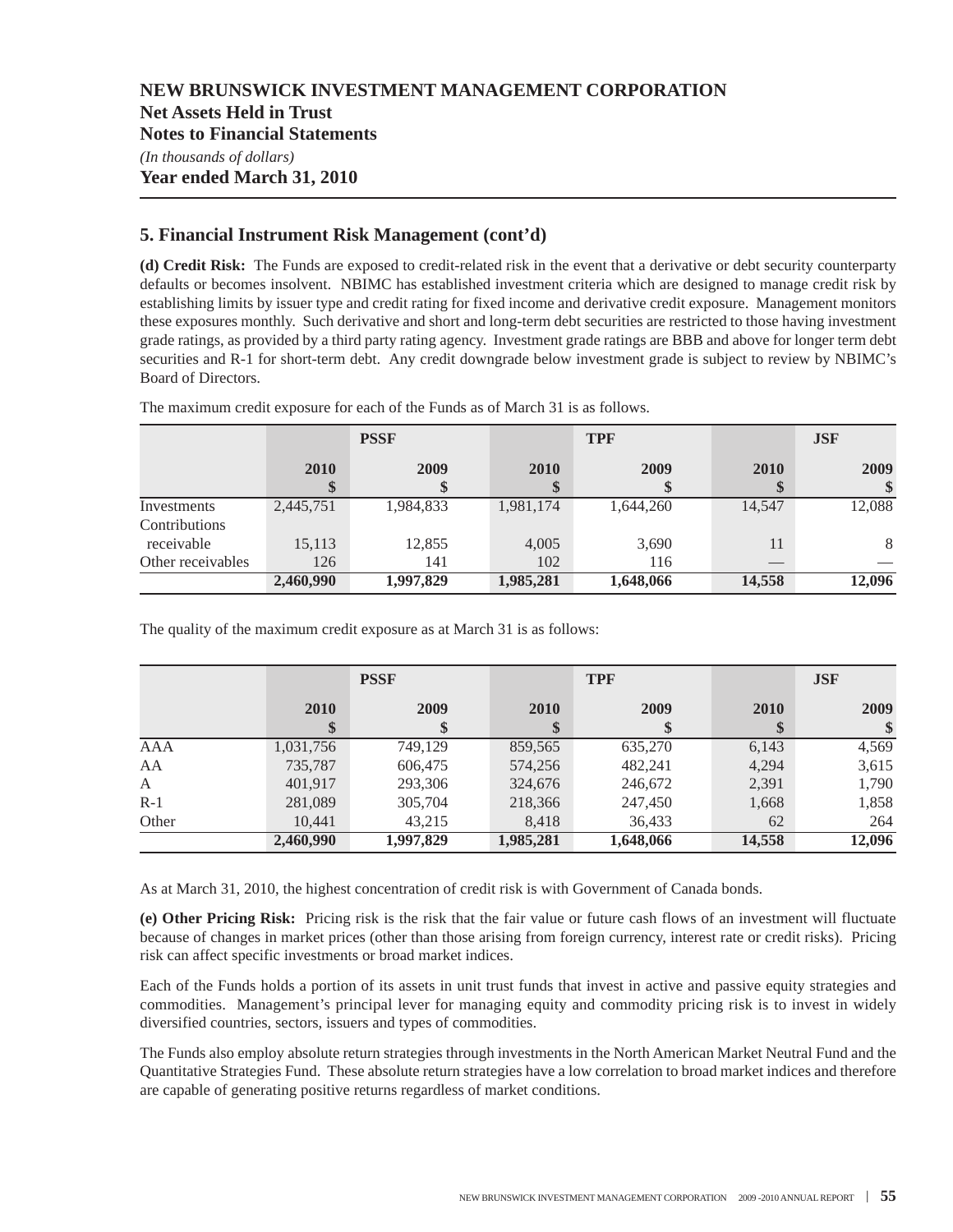# NEW BRUNSWICK INVESTMENT MANAGEMENT CORPORATION

**Net Assets Held in Trust**

**Notes to Financial Statements**

*(In thousands of dollars)*

**Year ended March 31, 2010**

## 5. Financial Instrument Risk Management (cont'd)

**(d) Credit Risk:** The Funds are exposed to credit-related risk in the event that a derivative or debt security counterparty defaults or becomes insolvent. NBIMC has established investment criteria which are designed to manage credit risk by establishing limits by issuer type and credit rating for fixed income and derivative credit exposure. Management monitors these exposures monthly. Such derivative and short and long-term debt securities are restricted to those having investment grade ratings, as provided by a third party rating agency. Investment grade ratings are BBB and above for longer term debt securities and R-1 for short-term debt. Any credit downgrade below investment grade is subject to review by NBIMC's Board of Directors.

The maximum credit exposure for each of the Funds as of March 31 is as follows.

| | PSSF | | TPF | | JSF | |
|---|---|---|---|---|---|---|
| | 2010<br>$ | 2009<br>$ | 2010<br>$ | 2009<br>$ | 2010<br>$ | 2009<br>$ |
| Investments | 2,445,751 | 1,984,833 | 1,981,174 | 1,644,260 | 14,547 | 12,088 |
| Contributions receivable | 15,113 | 12,855 | 4,005 | 3,690 | 11 | 8 |
| Other receivables | 126 | 141 | 102 | 116 | — | — |
| | **2,460,990** | **1,997,829** | **1,985,281** | **1,648,066** | **14,558** | **12,096** |

The quality of the maximum credit exposure as at March 31 is as follows:

| | PSSF | | TPF | | JSF | |
|---|---|---|---|---|---|---|
| | 2010<br>$ | 2009<br>$ | 2010<br>$ | 2009<br>$ | 2010<br>$ | 2009<br>$ |
| AAA | 1,031,756 | 749,129 | 859,565 | 635,270 | 6,143 | 4,569 |
| AA | 735,787 | 606,475 | 574,256 | 482,241 | 4,294 | 3,615 |
| A | 401,917 | 293,306 | 324,676 | 246,672 | 2,391 | 1,790 |
| R-1 | 281,089 | 305,704 | 218,366 | 247,450 | 1,668 | 1,858 |
| Other | 10,441 | 43,215 | 8,418 | 36,433 | 62 | 264 |
| | **2,460,990** | **1,997,829** | **1,985,281** | **1,648,066** | **14,558** | **12,096** |

As at March 31, 2010, the highest concentration of credit risk is with Government of Canada bonds.

**(e) Other Pricing Risk:** Pricing risk is the risk that the fair value or future cash flows of an investment will fluctuate because of changes in market prices (other than those arising from foreign currency, interest rate or credit risks). Pricing risk can affect specific investments or broad market indices.

Each of the Funds holds a portion of its assets in unit trust funds that invest in active and passive equity strategies and commodities. Management's principal lever for managing equity and commodity pricing risk is to invest in widely diversified countries, sectors, issuers and types of commodities.

The Funds also employ absolute return strategies through investments in the North American Market Neutral Fund and the Quantitative Strategies Fund. These absolute return strategies have a low correlation to broad market indices and therefore are capable of generating positive returns regardless of market conditions.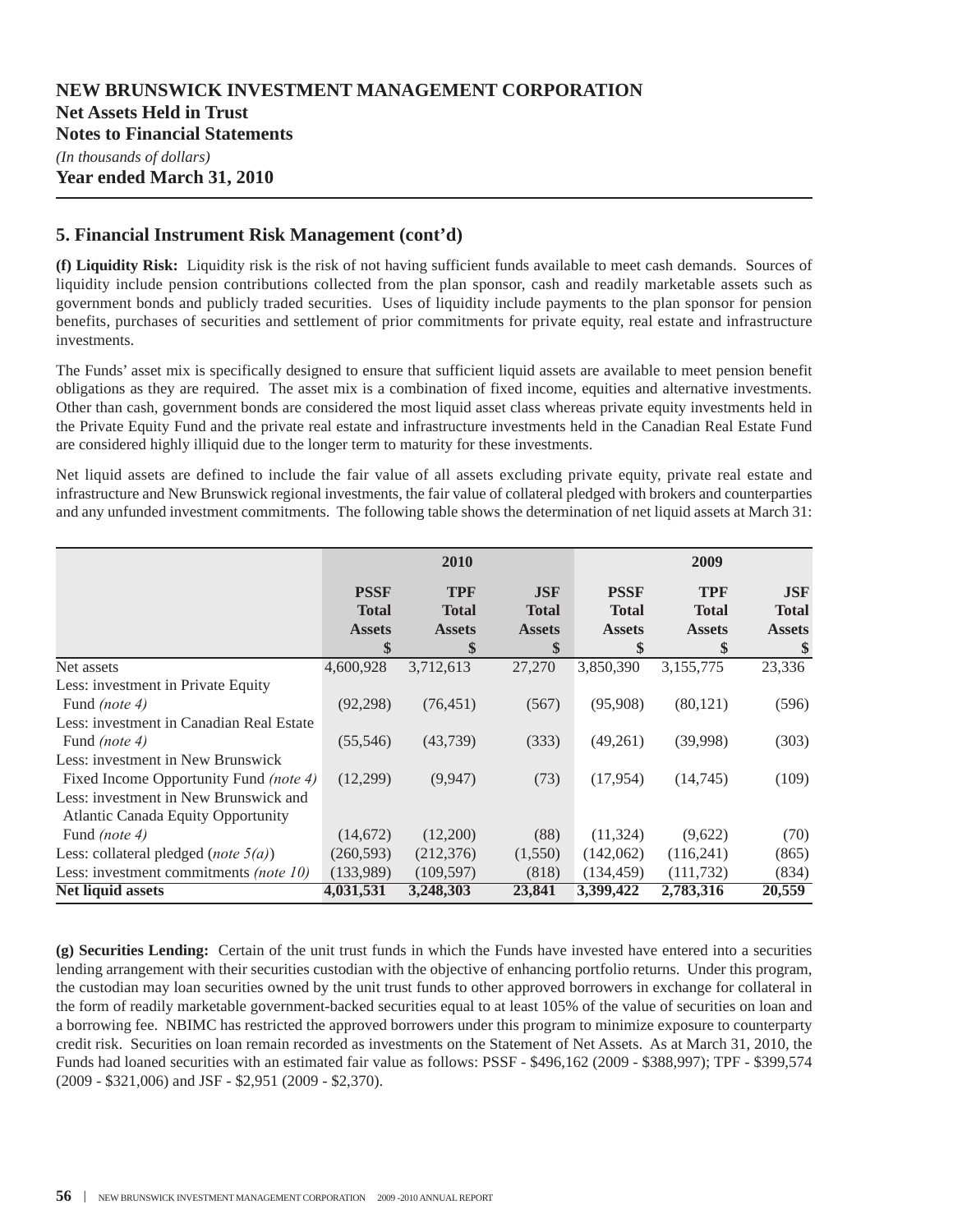# NEW BRUNSWICK INVESTMENT MANAGEMENT CORPORATION
## Net Assets Held in Trust
## Notes to Financial Statements

*(In thousands of dollars)*

**Year ended March 31, 2010**

## 5. Financial Instrument Risk Management (cont'd)

**(f) Liquidity Risk:** Liquidity risk is the risk of not having sufficient funds available to meet cash demands. Sources of liquidity include pension contributions collected from the plan sponsor, cash and readily marketable assets such as government bonds and publicly traded securities. Uses of liquidity include payments to the plan sponsor for pension benefits, purchases of securities and settlement of prior commitments for private equity, real estate and infrastructure investments.

The Funds' asset mix is specifically designed to ensure that sufficient liquid assets are available to meet pension benefit obligations as they are required. The asset mix is a combination of fixed income, equities and alternative investments. Other than cash, government bonds are considered the most liquid asset class whereas private equity investments held in the Private Equity Fund and the private real estate and infrastructure investments held in the Canadian Real Estate Fund are considered highly illiquid due to the longer term to maturity for these investments.

Net liquid assets are defined to include the fair value of all assets excluding private equity, private real estate and infrastructure and New Brunswick regional investments, the fair value of collateral pledged with brokers and counterparties and any unfunded investment commitments. The following table shows the determination of net liquid assets at March 31:

| | 2010 | | | 2009 | | |
|---|---|---|---|---|---|---|
| | PSSF Total Assets $ | TPF Total Assets $ | JSF Total Assets $ | PSSF Total Assets $ | TPF Total Assets $ | JSF Total Assets $ |
| Net assets | 4,600,928 | 3,712,613 | 27,270 | 3,850,390 | 3,155,775 | 23,336 |
| Less: investment in Private Equity Fund *(note 4)* | (92,298) | (76,451) | (567) | (95,908) | (80,121) | (596) |
| Less: investment in Canadian Real Estate Fund *(note 4)* | (55,546) | (43,739) | (333) | (49,261) | (39,998) | (303) |
| Less: investment in New Brunswick Fixed Income Opportunity Fund *(note 4)* | (12,299) | (9,947) | (73) | (17,954) | (14,745) | (109) |
| Less: investment in New Brunswick and Atlantic Canada Equity Opportunity Fund *(note 4)* | (14,672) | (12,200) | (88) | (11,324) | (9,622) | (70) |
| Less: collateral pledged (*note 5(a)*) | (260,593) | (212,376) | (1,550) | (142,062) | (116,241) | (865) |
| Less: investment commitments *(note 10)* | (133,989) | (109,597) | (818) | (134,459) | (111,732) | (834) |
| **Net liquid assets** | **4,031,531** | **3,248,303** | **23,841** | **3,399,422** | **2,783,316** | **20,559** |

**(g) Securities Lending:** Certain of the unit trust funds in which the Funds have invested have entered into a securities lending arrangement with their securities custodian with the objective of enhancing portfolio returns. Under this program, the custodian may loan securities owned by the unit trust funds to other approved borrowers in exchange for collateral in the form of readily marketable government-backed securities equal to at least 105% of the value of securities on loan and a borrowing fee. NBIMC has restricted the approved borrowers under this program to minimize exposure to counterparty credit risk. Securities on loan remain recorded as investments on the Statement of Net Assets. As at March 31, 2010, the Funds had loaned securities with an estimated fair value as follows: PSSF - $496,162 (2009 - $388,997); TPF - $399,574 (2009 - $321,006) and JSF - $2,951 (2009 - $2,370).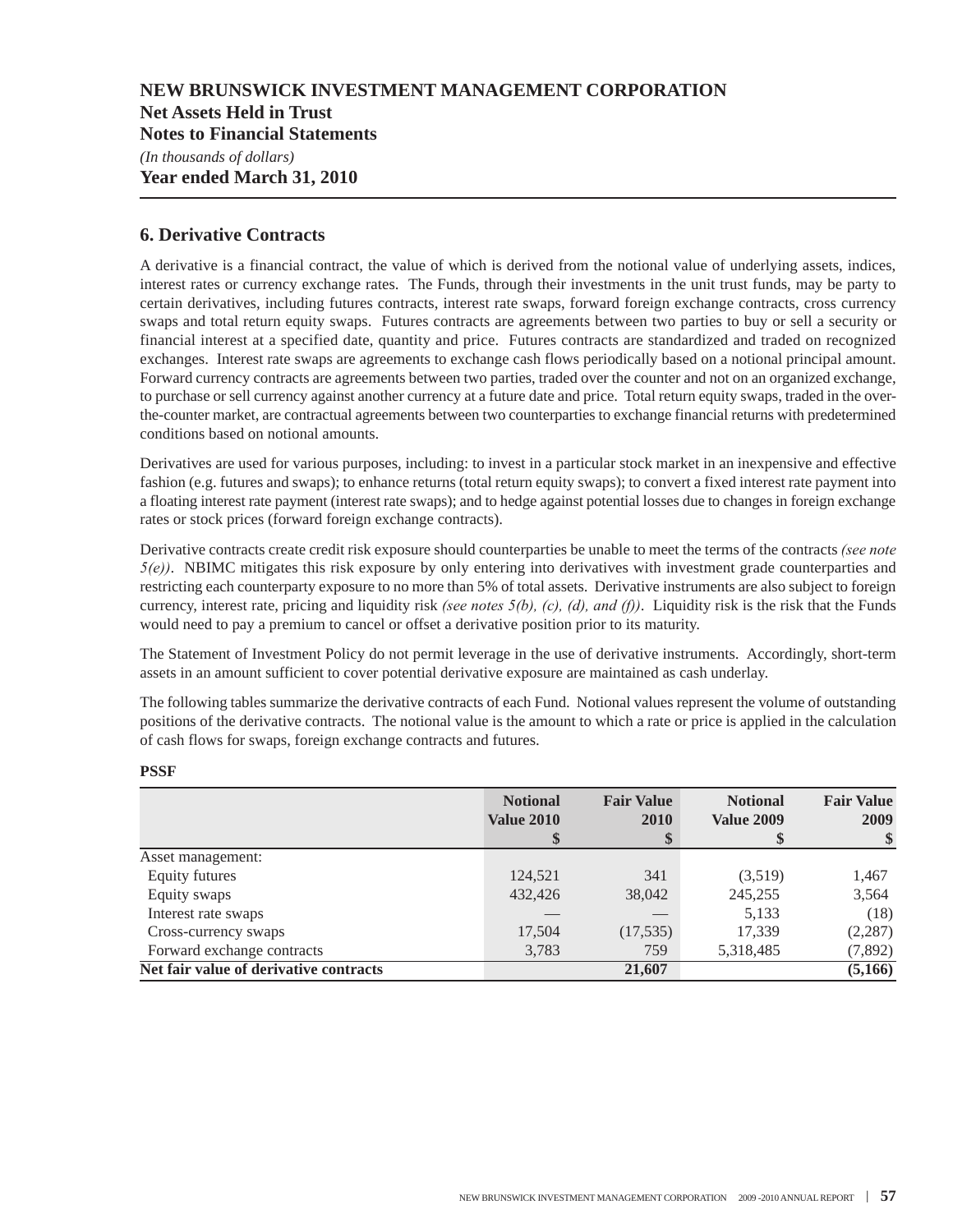# NEW BRUNSWICK INVESTMENT MANAGEMENT CORPORATION
**Net Assets Held in Trust**
**Notes to Financial Statements**
*(In thousands of dollars)*
**Year ended March 31, 2010**

## 6. Derivative Contracts

A derivative is a financial contract, the value of which is derived from the notional value of underlying assets, indices, interest rates or currency exchange rates. The Funds, through their investments in the unit trust funds, may be party to certain derivatives, including futures contracts, interest rate swaps, forward foreign exchange contracts, cross currency swaps and total return equity swaps. Futures contracts are agreements between two parties to buy or sell a security or financial interest at a specified date, quantity and price. Futures contracts are standardized and traded on recognized exchanges. Interest rate swaps are agreements to exchange cash flows periodically based on a notional principal amount. Forward currency contracts are agreements between two parties, traded over the counter and not on an organized exchange, to purchase or sell currency against another currency at a future date and price. Total return equity swaps, traded in the over-the-counter market, are contractual agreements between two counterparties to exchange financial returns with predetermined conditions based on notional amounts.

Derivatives are used for various purposes, including: to invest in a particular stock market in an inexpensive and effective fashion (e.g. futures and swaps); to enhance returns (total return equity swaps); to convert a fixed interest rate payment into a floating interest rate payment (interest rate swaps); and to hedge against potential losses due to changes in foreign exchange rates or stock prices (forward foreign exchange contracts).

Derivative contracts create credit risk exposure should counterparties be unable to meet the terms of the contracts *(see note 5(e))*. NBIMC mitigates this risk exposure by only entering into derivatives with investment grade counterparties and restricting each counterparty exposure to no more than 5% of total assets. Derivative instruments are also subject to foreign currency, interest rate, pricing and liquidity risk *(see notes 5(b), (c), (d), and (f))*. Liquidity risk is the risk that the Funds would need to pay a premium to cancel or offset a derivative position prior to its maturity.

The Statement of Investment Policy do not permit leverage in the use of derivative instruments. Accordingly, short-term assets in an amount sufficient to cover potential derivative exposure are maintained as cash underlay.

The following tables summarize the derivative contracts of each Fund. Notional values represent the volume of outstanding positions of the derivative contracts. The notional value is the amount to which a rate or price is applied in the calculation of cash flows for swaps, foreign exchange contracts and futures.

**PSSF**

| | Notional Value 2010 $ | Fair Value 2010 $ | Notional Value 2009 $ | Fair Value 2009 $ |
|---|---|---|---|---|
| Asset management: | | | | |
| Equity futures | 124,521 | 341 | (3,519) | 1,467 |
| Equity swaps | 432,426 | 38,042 | 245,255 | 3,564 |
| Interest rate swaps | — | — | 5,133 | (18) |
| Cross-currency swaps | 17,504 | (17,535) | 17,339 | (2,287) |
| Forward exchange contracts | 3,783 | 759 | 5,318,485 | (7,892) |
| **Net fair value of derivative contracts** | | **21,607** | | **(5,166)** |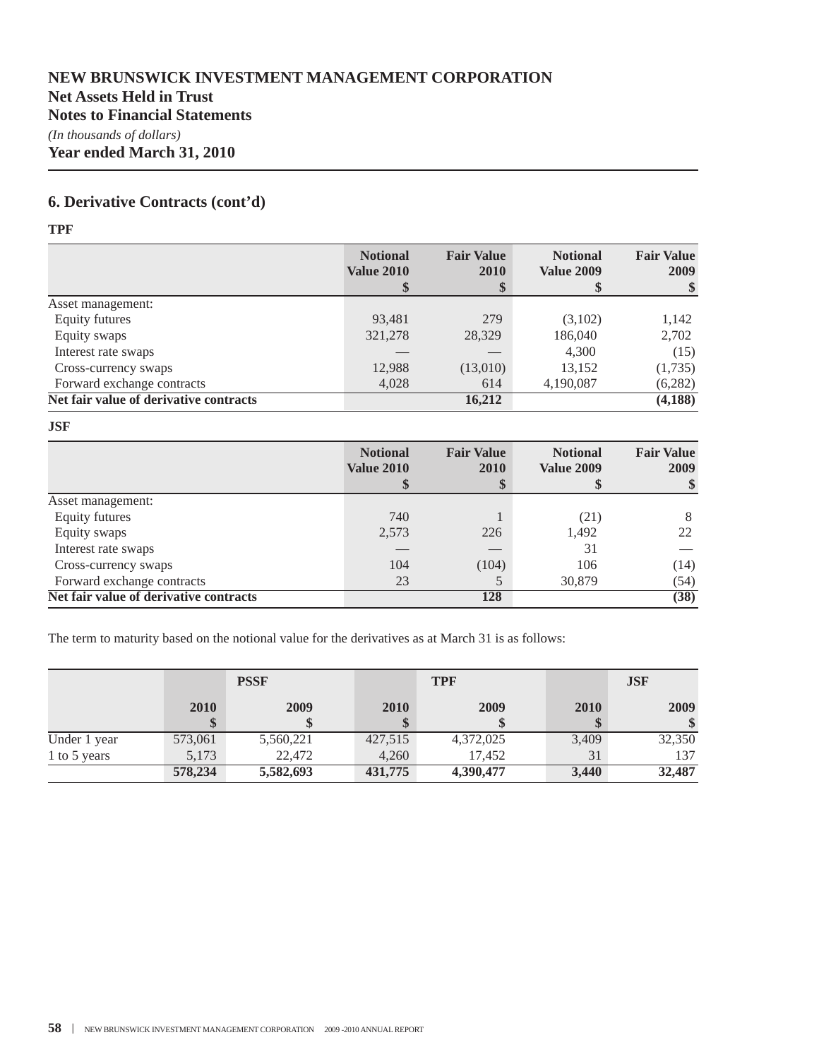# NEW BRUNSWICK INVESTMENT MANAGEMENT CORPORATION
## Net Assets Held in Trust
## Notes to Financial Statements

*(In thousands of dollars)*

**Year ended March 31, 2010**

## 6. Derivative Contracts (cont'd)

**TPF**

| | Notional Value 2010 $ | Fair Value 2010 $ | Notional Value 2009 $ | Fair Value 2009 $ |
|---|---|---|---|---|
| Asset management: | | | | |
| Equity futures | 93,481 | 279 | (3,102) | 1,142 |
| Equity swaps | 321,278 | 28,329 | 186,040 | 2,702 |
| Interest rate swaps | — | — | 4,300 | (15) |
| Cross-currency swaps | 12,988 | (13,010) | 13,152 | (1,735) |
| Forward exchange contracts | 4,028 | 614 | 4,190,087 | (6,282) |
| **Net fair value of derivative contracts** | | **16,212** | | **(4,188)** |

**JSF**

| | Notional Value 2010 $ | Fair Value 2010 $ | Notional Value 2009 $ | Fair Value 2009 $ |
|---|---|---|---|---|
| Asset management: | | | | |
| Equity futures | 740 | 1 | (21) | 8 |
| Equity swaps | 2,573 | 226 | 1,492 | 22 |
| Interest rate swaps | — | — | 31 | — |
| Cross-currency swaps | 104 | (104) | 106 | (14) |
| Forward exchange contracts | 23 | 5 | 30,879 | (54) |
| **Net fair value of derivative contracts** | | **128** | | **(38)** |

The term to maturity based on the notional value for the derivatives as at March 31 is as follows:

| | PSSF | | TPF | | JSF | |
|---|---|---|---|---|---|---|
| | 2010 $ | 2009 $ | 2010 $ | 2009 $ | 2010 $ | 2009 $ |
| Under 1 year | 573,061 | 5,560,221 | 427,515 | 4,372,025 | 3,409 | 32,350 |
| 1 to 5 years | 5,173 | 22,472 | 4,260 | 17,452 | 31 | 137 |
| | **578,234** | **5,582,693** | **431,775** | **4,390,477** | **3,440** | **32,487** |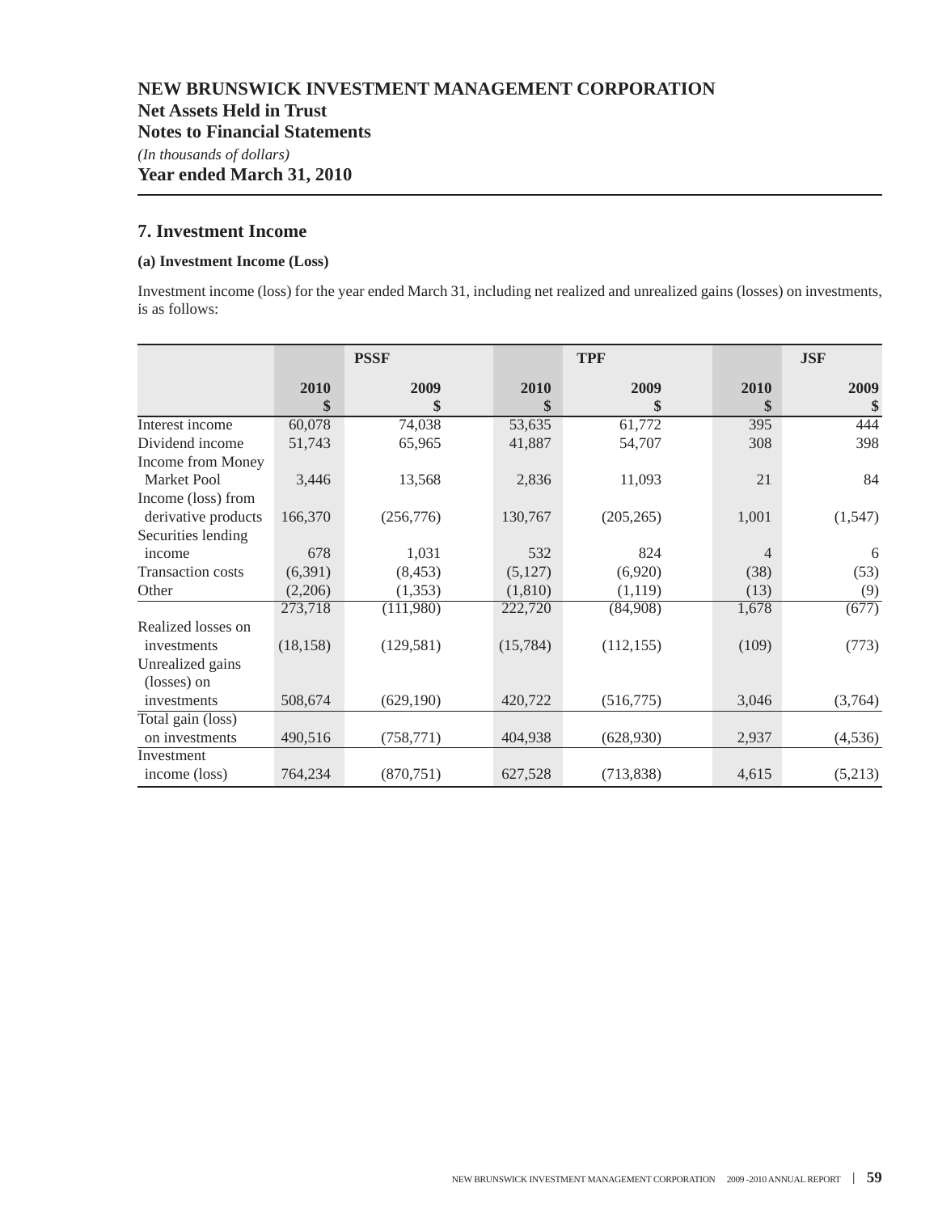# NEW BRUNSWICK INVESTMENT MANAGEMENT CORPORATION
## Net Assets Held in Trust
## Notes to Financial Statements
*(In thousands of dollars)*
**Year ended March 31, 2010**

## 7. Investment Income

### (a) Investment Income (Loss)

Investment income (loss) for the year ended March 31, including net realized and unrealized gains (losses) on investments, is as follows:

| | PSSF | | TPF | | JSF | |
|---|---|---|---|---|---|---|
| | 2010 $ | 2009 $ | 2010 $ | 2009 $ | 2010 $ | 2009 $ |
| Interest income | 60,078 | 74,038 | 53,635 | 61,772 | 395 | 444 |
| Dividend income | 51,743 | 65,965 | 41,887 | 54,707 | 308 | 398 |
| Income from Money Market Pool | 3,446 | 13,568 | 2,836 | 11,093 | 21 | 84 |
| Income (loss) from derivative products | 166,370 | (256,776) | 130,767 | (205,265) | 1,001 | (1,547) |
| Securities lending income | 678 | 1,031 | 532 | 824 | 4 | 6 |
| Transaction costs | (6,391) | (8,453) | (5,127) | (6,920) | (38) | (53) |
| Other | (2,206) | (1,353) | (1,810) | (1,119) | (13) | (9) |
| | 273,718 | (111,980) | 222,720 | (84,908) | 1,678 | (677) |
| Realized losses on investments | (18,158) | (129,581) | (15,784) | (112,155) | (109) | (773) |
| Unrealized gains (losses) on investments | 508,674 | (629,190) | 420,722 | (516,775) | 3,046 | (3,764) |
| Total gain (loss) on investments | 490,516 | (758,771) | 404,938 | (628,930) | 2,937 | (4,536) |
| Investment income (loss) | 764,234 | (870,751) | 627,528 | (713,838) | 4,615 | (5,213) |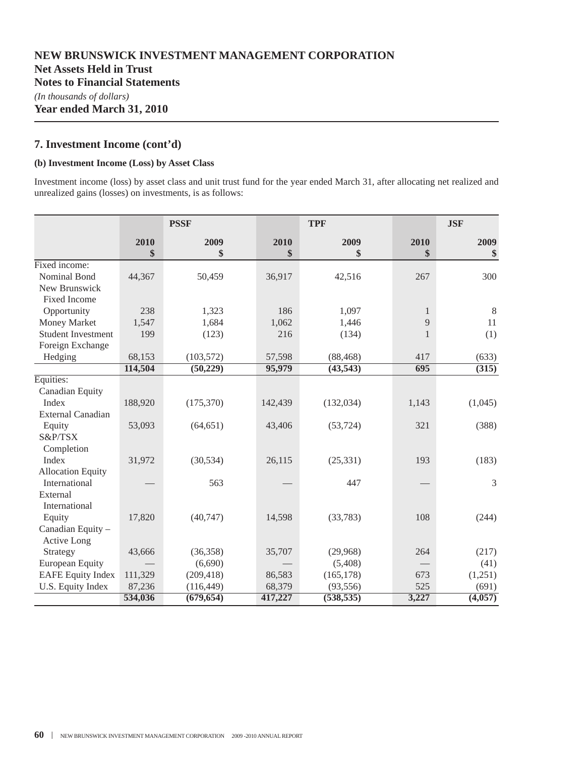# NEW BRUNSWICK INVESTMENT MANAGEMENT CORPORATION
## Net Assets Held in Trust
## Notes to Financial Statements
*(In thousands of dollars)*
**Year ended March 31, 2010**

## 7. Investment Income (cont'd)

### (b) Investment Income (Loss) by Asset Class

Investment income (loss) by asset class and unit trust fund for the year ended March 31, after allocating net realized and unrealized gains (losses) on investments, is as follows:

| | PSSF | | TPF | | JSF | |
|---|---|---|---|---|---|---|
| | 2010 $ | 2009 $ | 2010 $ | 2009 $ | 2010 $ | 2009 $ |
| Fixed income: | | | | | | |
| Nominal Bond | 44,367 | 50,459 | 36,917 | 42,516 | 267 | 300 |
| New Brunswick Fixed Income Opportunity | 238 | 1,323 | 186 | 1,097 | 1 | 8 |
| Money Market | 1,547 | 1,684 | 1,062 | 1,446 | 9 | 11 |
| Student Investment | 199 | (123) | 216 | (134) | 1 | (1) |
| Foreign Exchange Hedging | 68,153 | (103,572) | 57,598 | (88,468) | 417 | (633) |
| | **114,504** | **(50,229)** | **95,979** | **(43,543)** | **695** | **(315)** |
| Equities: | | | | | | |
| Canadian Equity Index | 188,920 | (175,370) | 142,439 | (132,034) | 1,143 | (1,045) |
| External Canadian Equity | 53,093 | (64,651) | 43,406 | (53,724) | 321 | (388) |
| S&P/TSX Completion Index | 31,972 | (30,534) | 26,115 | (25,331) | 193 | (183) |
| Allocation Equity International | — | 563 | — | 447 | — | 3 |
| External International Equity | 17,820 | (40,747) | 14,598 | (33,783) | 108 | (244) |
| Canadian Equity – Active Long Strategy | 43,666 | (36,358) | 35,707 | (29,968) | 264 | (217) |
| European Equity | — | (6,690) | — | (5,408) | — | (41) |
| EAFE Equity Index | 111,329 | (209,418) | 86,583 | (165,178) | 673 | (1,251) |
| U.S. Equity Index | 87,236 | (116,449) | 68,379 | (93,556) | 525 | (691) |
| | **534,036** | **(679,654)** | **417,227** | **(538,535)** | **3,227** | **(4,057)** |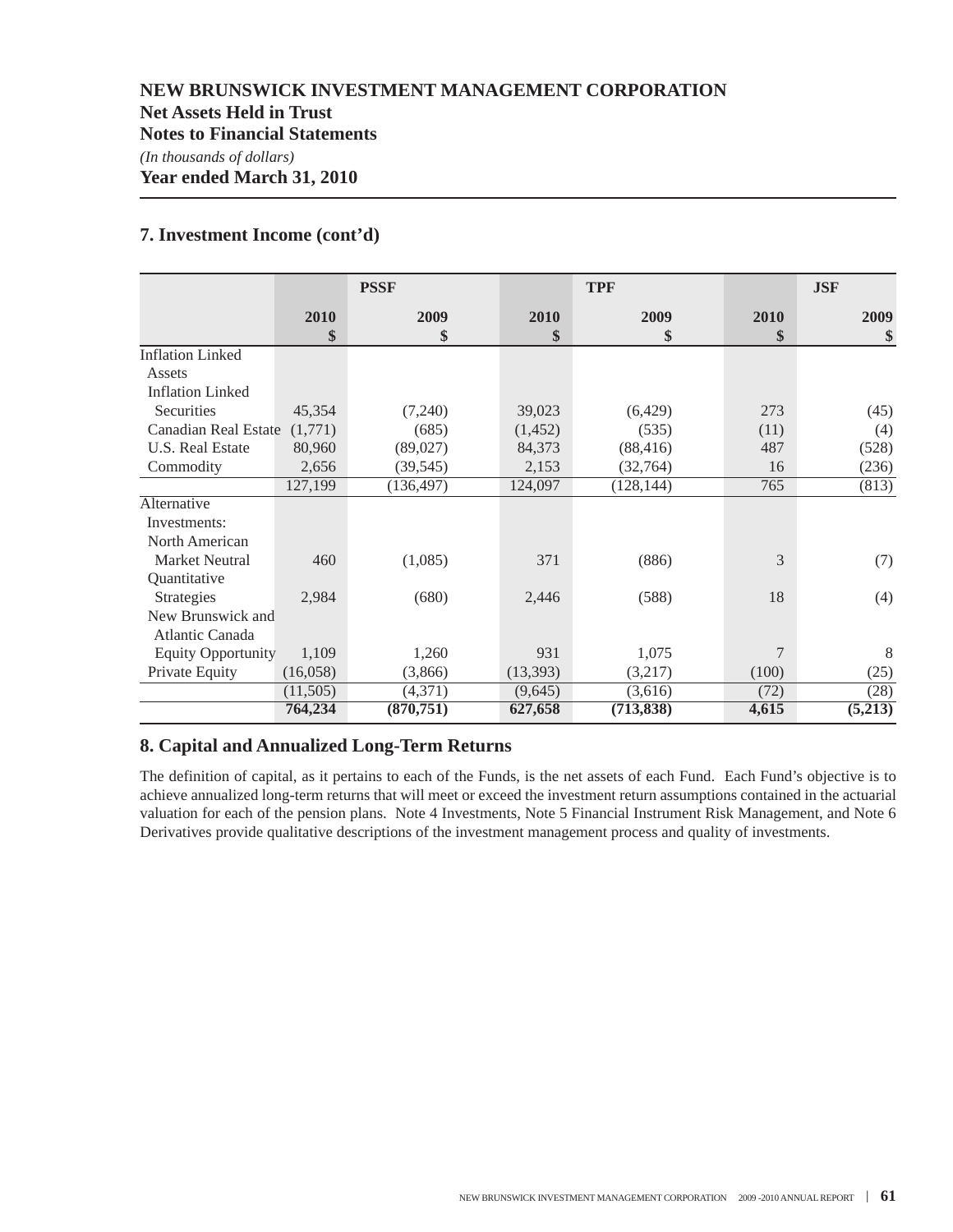# NEW BRUNSWICK INVESTMENT MANAGEMENT CORPORATION
## Net Assets Held in Trust
## Notes to Financial Statements
*(In thousands of dollars)*
**Year ended March 31, 2010**

## 7. Investment Income (cont'd)

| | PSSF | | TPF | | JSF | |
|---|---|---|---|---|---|---|
| | **2010 $** | **2009 $** | **2010 $** | **2009 $** | **2010 $** | **2009 $** |
| Inflation Linked Assets | | | | | | |
| Inflation Linked Securities | 45,354 | (7,240) | 39,023 | (6,429) | 273 | (45) |
| Canadian Real Estate | (1,771) | (685) | (1,452) | (535) | (11) | (4) |
| U.S. Real Estate | 80,960 | (89,027) | 84,373 | (88,416) | 487 | (528) |
| Commodity | 2,656 | (39,545) | 2,153 | (32,764) | 16 | (236) |
| | 127,199 | (136,497) | 124,097 | (128,144) | 765 | (813) |
| Alternative Investments: | | | | | | |
| North American Market Neutral | 460 | (1,085) | 371 | (886) | 3 | (7) |
| Quantitative Strategies | 2,984 | (680) | 2,446 | (588) | 18 | (4) |
| New Brunswick and Atlantic Canada Equity Opportunity | 1,109 | 1,260 | 931 | 1,075 | 7 | 8 |
| Private Equity | (16,058) | (3,866) | (13,393) | (3,217) | (100) | (25) |
| | (11,505) | (4,371) | (9,645) | (3,616) | (72) | (28) |
| | **764,234** | **(870,751)** | **627,658** | **(713,838)** | **4,615** | **(5,213)** |

## 8. Capital and Annualized Long-Term Returns

The definition of capital, as it pertains to each of the Funds, is the net assets of each Fund. Each Fund's objective is to achieve annualized long-term returns that will meet or exceed the investment return assumptions contained in the actuarial valuation for each of the pension plans. Note 4 Investments, Note 5 Financial Instrument Risk Management, and Note 6 Derivatives provide qualitative descriptions of the investment management process and quality of investments.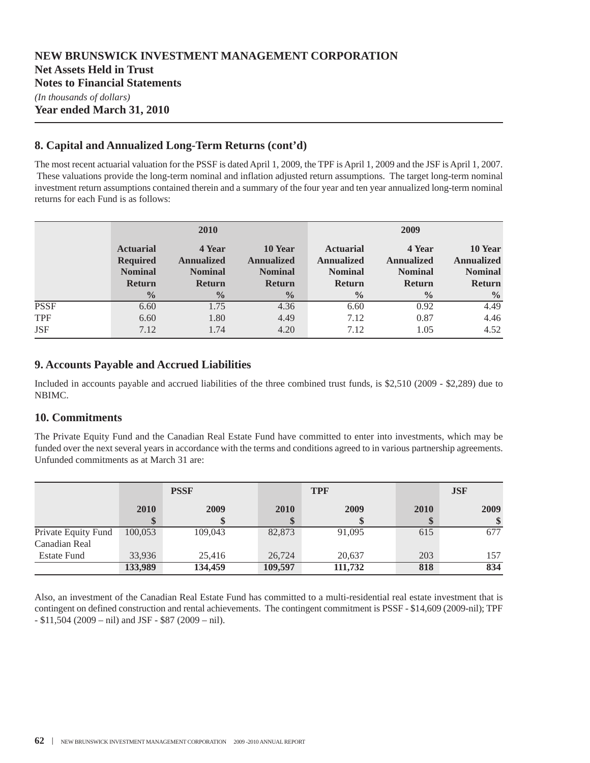**NEW BRUNSWICK INVESTMENT MANAGEMENT CORPORATION**
**Net Assets Held in Trust**
**Notes to Financial Statements**
*(In thousands of dollars)*
**Year ended March 31, 2010**

## 8. Capital and Annualized Long-Term Returns (cont'd)

The most recent actuarial valuation for the PSSF is dated April 1, 2009, the TPF is April 1, 2009 and the JSF is April 1, 2007. These valuations provide the long-term nominal and inflation adjusted return assumptions. The target long-term nominal investment return assumptions contained therein and a summary of the four year and ten year annualized long-term nominal returns for each Fund is as follows:

| | 2010 | | | 2009 | | |
|---|---|---|---|---|---|---|
| | Actuarial Required Nominal Return % | 4 Year Annualized Nominal Return % | 10 Year Annualized Nominal Return % | Actuarial Annualized Nominal Return % | 4 Year Annualized Nominal Return % | 10 Year Annualized Nominal Return % |
| PSSF | 6.60 | 1.75 | 4.36 | 6.60 | 0.92 | 4.49 |
| TPF | 6.60 | 1.80 | 4.49 | 7.12 | 0.87 | 4.46 |
| JSF | 7.12 | 1.74 | 4.20 | 7.12 | 1.05 | 4.52 |

## 9. Accounts Payable and Accrued Liabilities

Included in accounts payable and accrued liabilities of the three combined trust funds, is $2,510 (2009 - $2,289) due to NBIMC.

## 10. Commitments

The Private Equity Fund and the Canadian Real Estate Fund have committed to enter into investments, which may be funded over the next several years in accordance with the terms and conditions agreed to in various partnership agreements. Unfunded commitments as at March 31 are:

| | PSSF | | TPF | | JSF | |
|---|---|---|---|---|---|---|
| | 2010 $ | 2009 $ | 2010 $ | 2009 $ | 2010 $ | 2009 $ |
| Private Equity Fund | 100,053 | 109,043 | 82,873 | 91,095 | 615 | 677 |
| Canadian Real Estate Fund | 33,936 | 25,416 | 26,724 | 20,637 | 203 | 157 |
| | **133,989** | **134,459** | **109,597** | **111,732** | **818** | **834** |

Also, an investment of the Canadian Real Estate Fund has committed to a multi-residential real estate investment that is contingent on defined construction and rental achievements. The contingent commitment is PSSF - $14,609 (2009-nil); TPF - $11,504 (2009 – nil) and JSF - $87 (2009 – nil).